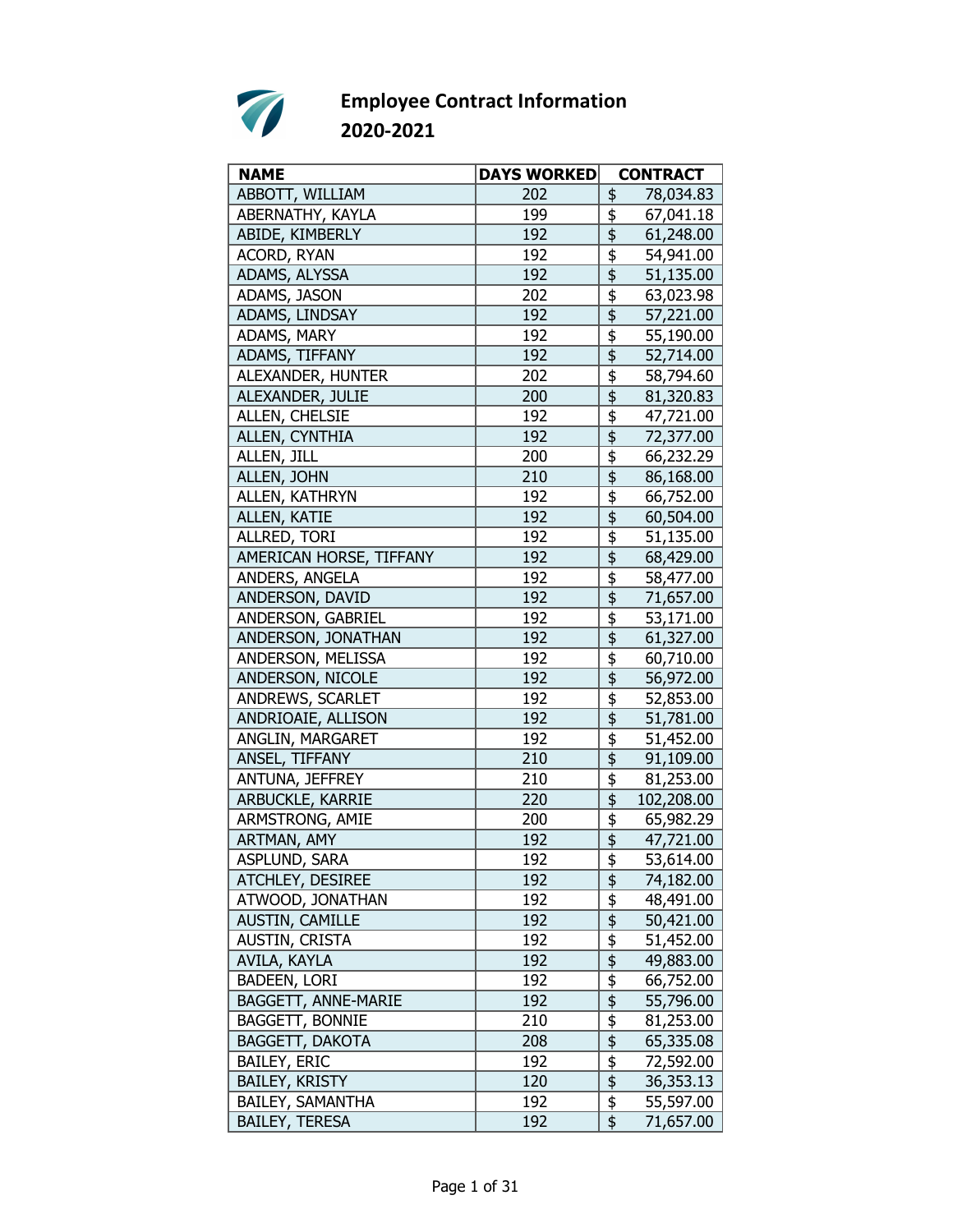# Employee Contract Information
## 2020-2021

| NAME | DAYS WORKED | CONTRACT |
|---|---|---|
| ABBOTT, WILLIAM | 202 | $ 78,034.83 |
| ABERNATHY, KAYLA | 199 | $ 67,041.18 |
| ABIDE, KIMBERLY | 192 | $ 61,248.00 |
| ACORD, RYAN | 192 | $ 54,941.00 |
| ADAMS, ALYSSA | 192 | $ 51,135.00 |
| ADAMS, JASON | 202 | $ 63,023.98 |
| ADAMS, LINDSAY | 192 | $ 57,221.00 |
| ADAMS, MARY | 192 | $ 55,190.00 |
| ADAMS, TIFFANY | 192 | $ 52,714.00 |
| ALEXANDER, HUNTER | 202 | $ 58,794.60 |
| ALEXANDER, JULIE | 200 | $ 81,320.83 |
| ALLEN, CHELSIE | 192 | $ 47,721.00 |
| ALLEN, CYNTHIA | 192 | $ 72,377.00 |
| ALLEN, JILL | 200 | $ 66,232.29 |
| ALLEN, JOHN | 210 | $ 86,168.00 |
| ALLEN, KATHRYN | 192 | $ 66,752.00 |
| ALLEN, KATIE | 192 | $ 60,504.00 |
| ALLRED, TORI | 192 | $ 51,135.00 |
| AMERICAN HORSE, TIFFANY | 192 | $ 68,429.00 |
| ANDERS, ANGELA | 192 | $ 58,477.00 |
| ANDERSON, DAVID | 192 | $ 71,657.00 |
| ANDERSON, GABRIEL | 192 | $ 53,171.00 |
| ANDERSON, JONATHAN | 192 | $ 61,327.00 |
| ANDERSON, MELISSA | 192 | $ 60,710.00 |
| ANDERSON, NICOLE | 192 | $ 56,972.00 |
| ANDREWS, SCARLET | 192 | $ 52,853.00 |
| ANDRIOAIE, ALLISON | 192 | $ 51,781.00 |
| ANGLIN, MARGARET | 192 | $ 51,452.00 |
| ANSEL, TIFFANY | 210 | $ 91,109.00 |
| ANTUNA, JEFFREY | 210 | $ 81,253.00 |
| ARBUCKLE, KARRIE | 220 | $ 102,208.00 |
| ARMSTRONG, AMIE | 200 | $ 65,982.29 |
| ARTMAN, AMY | 192 | $ 47,721.00 |
| ASPLUND, SARA | 192 | $ 53,614.00 |
| ATCHLEY, DESIREE | 192 | $ 74,182.00 |
| ATWOOD, JONATHAN | 192 | $ 48,491.00 |
| AUSTIN, CAMILLE | 192 | $ 50,421.00 |
| AUSTIN, CRISTA | 192 | $ 51,452.00 |
| AVILA, KAYLA | 192 | $ 49,883.00 |
| BADEEN, LORI | 192 | $ 66,752.00 |
| BAGGETT, ANNE-MARIE | 192 | $ 55,796.00 |
| BAGGETT, BONNIE | 210 | $ 81,253.00 |
| BAGGETT, DAKOTA | 208 | $ 65,335.08 |
| BAILEY, ERIC | 192 | $ 72,592.00 |
| BAILEY, KRISTY | 120 | $ 36,353.13 |
| BAILEY, SAMANTHA | 192 | $ 55,597.00 |
| BAILEY, TERESA | 192 | $ 71,657.00 |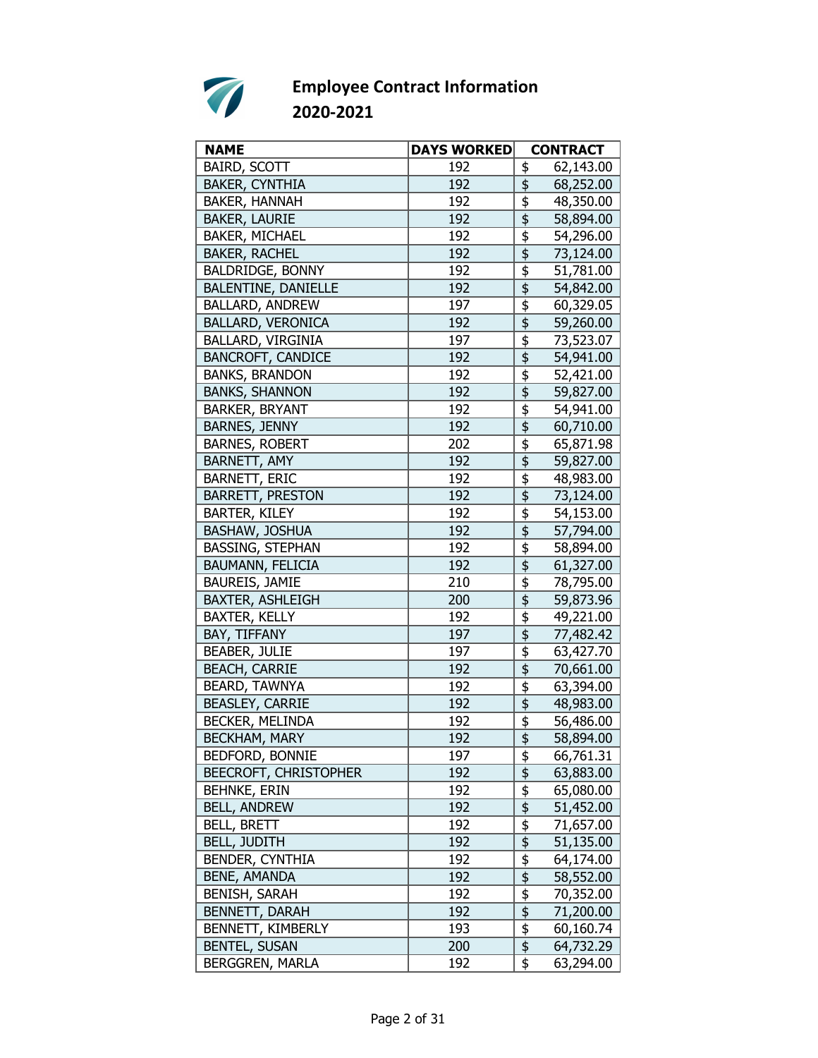# Employee Contract Information
## 2020-2021

| NAME | DAYS WORKED | CONTRACT |
|---|---|---|
| BAIRD, SCOTT | 192 | $ 62,143.00 |
| BAKER, CYNTHIA | 192 | $ 68,252.00 |
| BAKER, HANNAH | 192 | $ 48,350.00 |
| BAKER, LAURIE | 192 | $ 58,894.00 |
| BAKER, MICHAEL | 192 | $ 54,296.00 |
| BAKER, RACHEL | 192 | $ 73,124.00 |
| BALDRIDGE, BONNY | 192 | $ 51,781.00 |
| BALENTINE, DANIELLE | 192 | $ 54,842.00 |
| BALLARD, ANDREW | 197 | $ 60,329.05 |
| BALLARD, VERONICA | 192 | $ 59,260.00 |
| BALLARD, VIRGINIA | 197 | $ 73,523.07 |
| BANCROFT, CANDICE | 192 | $ 54,941.00 |
| BANKS, BRANDON | 192 | $ 52,421.00 |
| BANKS, SHANNON | 192 | $ 59,827.00 |
| BARKER, BRYANT | 192 | $ 54,941.00 |
| BARNES, JENNY | 192 | $ 60,710.00 |
| BARNES, ROBERT | 202 | $ 65,871.98 |
| BARNETT, AMY | 192 | $ 59,827.00 |
| BARNETT, ERIC | 192 | $ 48,983.00 |
| BARRETT, PRESTON | 192 | $ 73,124.00 |
| BARTER, KILEY | 192 | $ 54,153.00 |
| BASHAW, JOSHUA | 192 | $ 57,794.00 |
| BASSING, STEPHAN | 192 | $ 58,894.00 |
| BAUMANN, FELICIA | 192 | $ 61,327.00 |
| BAUREIS, JAMIE | 210 | $ 78,795.00 |
| BAXTER, ASHLEIGH | 200 | $ 59,873.96 |
| BAXTER, KELLY | 192 | $ 49,221.00 |
| BAY, TIFFANY | 197 | $ 77,482.42 |
| BEABER, JULIE | 197 | $ 63,427.70 |
| BEACH, CARRIE | 192 | $ 70,661.00 |
| BEARD, TAWNYA | 192 | $ 63,394.00 |
| BEASLEY, CARRIE | 192 | $ 48,983.00 |
| BECKER, MELINDA | 192 | $ 56,486.00 |
| BECKHAM, MARY | 192 | $ 58,894.00 |
| BEDFORD, BONNIE | 197 | $ 66,761.31 |
| BEECROFT, CHRISTOPHER | 192 | $ 63,883.00 |
| BEHNKE, ERIN | 192 | $ 65,080.00 |
| BELL, ANDREW | 192 | $ 51,452.00 |
| BELL, BRETT | 192 | $ 71,657.00 |
| BELL, JUDITH | 192 | $ 51,135.00 |
| BENDER, CYNTHIA | 192 | $ 64,174.00 |
| BENE, AMANDA | 192 | $ 58,552.00 |
| BENISH, SARAH | 192 | $ 70,352.00 |
| BENNETT, DARAH | 192 | $ 71,200.00 |
| BENNETT, KIMBERLY | 193 | $ 60,160.74 |
| BENTEL, SUSAN | 200 | $ 64,732.29 |
| BERGGREN, MARLA | 192 | $ 63,294.00 |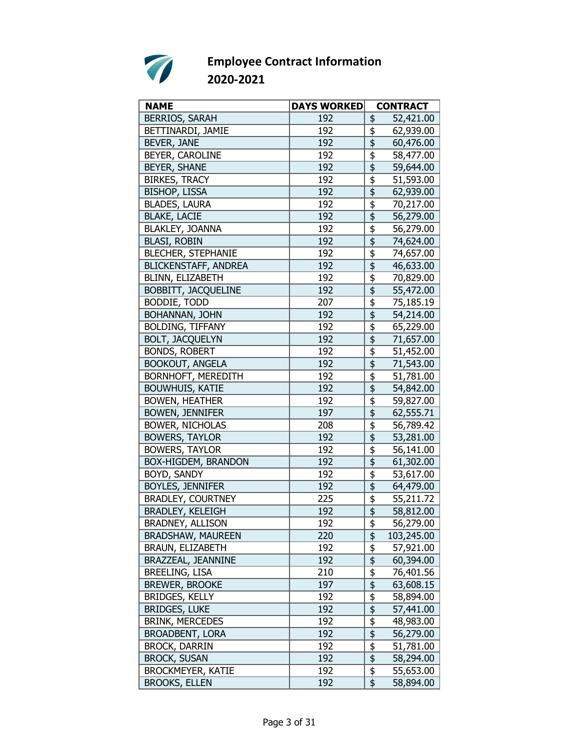## Employee Contract Information
## 2020-2021

| NAME | DAYS WORKED | CONTRACT |
|---|---|---|
| BERRIOS, SARAH | 192 | $ 52,421.00 |
| BETTINARDI, JAMIE | 192 | $ 62,939.00 |
| BEVER, JANE | 192 | $ 60,476.00 |
| BEYER, CAROLINE | 192 | $ 58,477.00 |
| BEYER, SHANE | 192 | $ 59,644.00 |
| BIRKES, TRACY | 192 | $ 51,593.00 |
| BISHOP, LISSA | 192 | $ 62,939.00 |
| BLADES, LAURA | 192 | $ 70,217.00 |
| BLAKE, LACIE | 192 | $ 56,279.00 |
| BLAKLEY, JOANNA | 192 | $ 56,279.00 |
| BLASI, ROBIN | 192 | $ 74,624.00 |
| BLECHER, STEPHANIE | 192 | $ 74,657.00 |
| BLICKENSTAFF, ANDREA | 192 | $ 46,633.00 |
| BLINN, ELIZABETH | 192 | $ 70,829.00 |
| BOBBITT, JACQUELINE | 192 | $ 55,472.00 |
| BODDIE, TODD | 207 | $ 75,185.19 |
| BOHANNAN, JOHN | 192 | $ 54,214.00 |
| BOLDING, TIFFANY | 192 | $ 65,229.00 |
| BOLT, JACQUELYN | 192 | $ 71,657.00 |
| BONDS, ROBERT | 192 | $ 51,452.00 |
| BOOKOUT, ANGELA | 192 | $ 71,543.00 |
| BORNHOFT, MEREDITH | 192 | $ 51,781.00 |
| BOUWHUIS, KATIE | 192 | $ 54,842.00 |
| BOWEN, HEATHER | 192 | $ 59,827.00 |
| BOWEN, JENNIFER | 197 | $ 62,555.71 |
| BOWER, NICHOLAS | 208 | $ 56,789.42 |
| BOWERS, TAYLOR | 192 | $ 53,281.00 |
| BOWERS, TAYLOR | 192 | $ 56,141.00 |
| BOX-HIGDEM, BRANDON | 192 | $ 61,302.00 |
| BOYD, SANDY | 192 | $ 53,617.00 |
| BOYLES, JENNIFER | 192 | $ 64,479.00 |
| BRADLEY, COURTNEY | 225 | $ 55,211.72 |
| BRADLEY, KELEIGH | 192 | $ 58,812.00 |
| BRADNEY, ALLISON | 192 | $ 56,279.00 |
| BRADSHAW, MAUREEN | 220 | $ 103,245.00 |
| BRAUN, ELIZABETH | 192 | $ 57,921.00 |
| BRAZZEAL, JEANNINE | 192 | $ 60,394.00 |
| BREELING, LISA | 210 | $ 76,401.56 |
| BREWER, BROOKE | 197 | $ 63,608.15 |
| BRIDGES, KELLY | 192 | $ 58,894.00 |
| BRIDGES, LUKE | 192 | $ 57,441.00 |
| BRINK, MERCEDES | 192 | $ 48,983.00 |
| BROADBENT, LORA | 192 | $ 56,279.00 |
| BROCK, DARRIN | 192 | $ 51,781.00 |
| BROCK, SUSAN | 192 | $ 58,294.00 |
| BROCKMEYER, KATIE | 192 | $ 55,653.00 |
| BROOKS, ELLEN | 192 | $ 58,894.00 |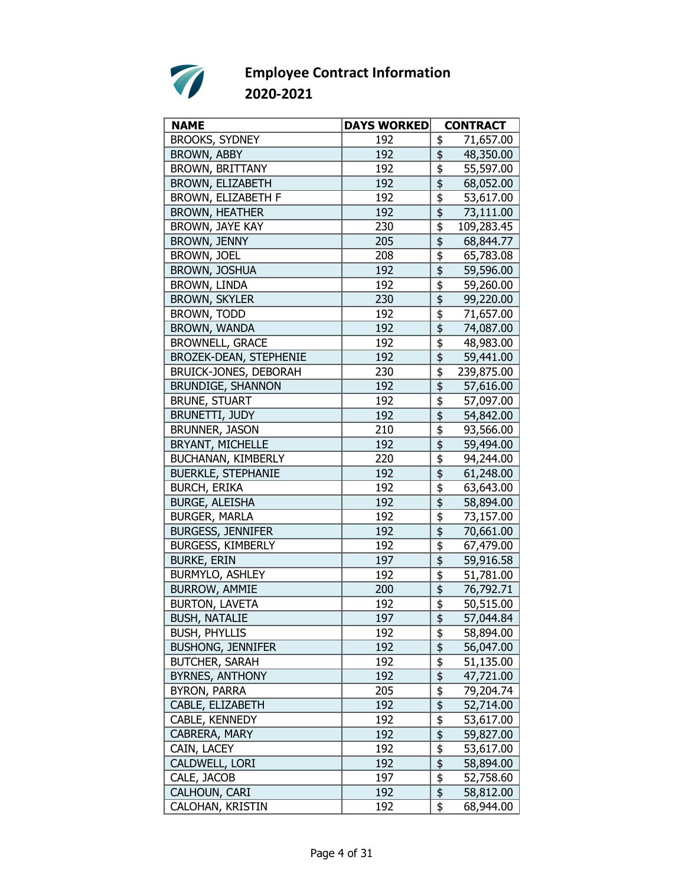# Employee Contract Information
## 2020-2021

| NAME | DAYS WORKED | CONTRACT |
|---|---|---|
| BROOKS, SYDNEY | 192 | $ 71,657.00 |
| BROWN, ABBY | 192 | $ 48,350.00 |
| BROWN, BRITTANY | 192 | $ 55,597.00 |
| BROWN, ELIZABETH | 192 | $ 68,052.00 |
| BROWN, ELIZABETH F | 192 | $ 53,617.00 |
| BROWN, HEATHER | 192 | $ 73,111.00 |
| BROWN, JAYE KAY | 230 | $ 109,283.45 |
| BROWN, JENNY | 205 | $ 68,844.77 |
| BROWN, JOEL | 208 | $ 65,783.08 |
| BROWN, JOSHUA | 192 | $ 59,596.00 |
| BROWN, LINDA | 192 | $ 59,260.00 |
| BROWN, SKYLER | 230 | $ 99,220.00 |
| BROWN, TODD | 192 | $ 71,657.00 |
| BROWN, WANDA | 192 | $ 74,087.00 |
| BROWNELL, GRACE | 192 | $ 48,983.00 |
| BROZEK-DEAN, STEPHENIE | 192 | $ 59,441.00 |
| BRUICK-JONES, DEBORAH | 230 | $ 239,875.00 |
| BRUNDIGE, SHANNON | 192 | $ 57,616.00 |
| BRUNE, STUART | 192 | $ 57,097.00 |
| BRUNETTI, JUDY | 192 | $ 54,842.00 |
| BRUNNER, JASON | 210 | $ 93,566.00 |
| BRYANT, MICHELLE | 192 | $ 59,494.00 |
| BUCHANAN, KIMBERLY | 220 | $ 94,244.00 |
| BUERKLE, STEPHANIE | 192 | $ 61,248.00 |
| BURCH, ERIKA | 192 | $ 63,643.00 |
| BURGE, ALEISHA | 192 | $ 58,894.00 |
| BURGER, MARLA | 192 | $ 73,157.00 |
| BURGESS, JENNIFER | 192 | $ 70,661.00 |
| BURGESS, KIMBERLY | 192 | $ 67,479.00 |
| BURKE, ERIN | 197 | $ 59,916.58 |
| BURMYLO, ASHLEY | 192 | $ 51,781.00 |
| BURROW, AMMIE | 200 | $ 76,792.71 |
| BURTON, LAVETA | 192 | $ 50,515.00 |
| BUSH, NATALIE | 197 | $ 57,044.84 |
| BUSH, PHYLLIS | 192 | $ 58,894.00 |
| BUSHONG, JENNIFER | 192 | $ 56,047.00 |
| BUTCHER, SARAH | 192 | $ 51,135.00 |
| BYRNES, ANTHONY | 192 | $ 47,721.00 |
| BYRON, PARRA | 205 | $ 79,204.74 |
| CABLE, ELIZABETH | 192 | $ 52,714.00 |
| CABLE, KENNEDY | 192 | $ 53,617.00 |
| CABRERA, MARY | 192 | $ 59,827.00 |
| CAIN, LACEY | 192 | $ 53,617.00 |
| CALDWELL, LORI | 192 | $ 58,894.00 |
| CALE, JACOB | 197 | $ 52,758.60 |
| CALHOUN, CARI | 192 | $ 58,812.00 |
| CALOHAN, KRISTIN | 192 | $ 68,944.00 |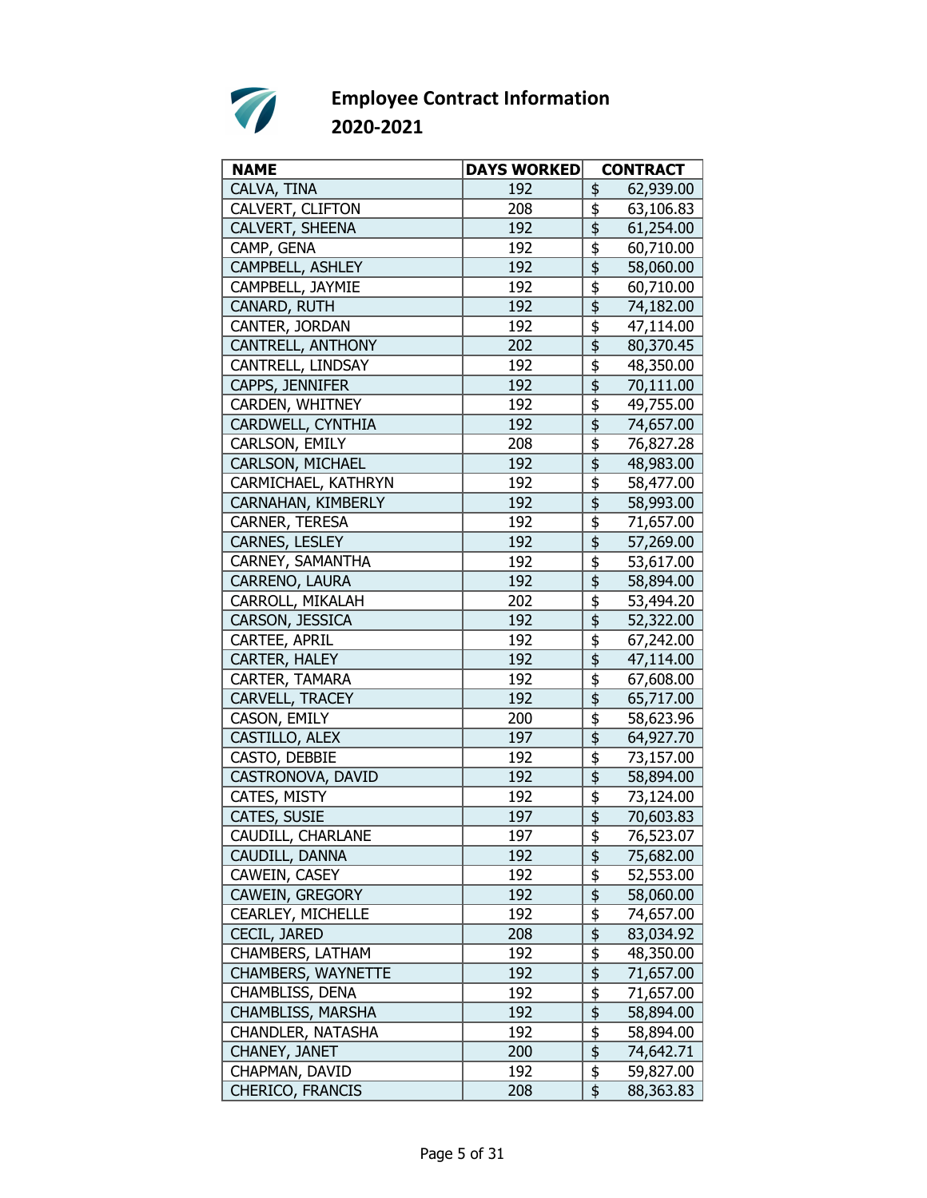# Employee Contract Information
## 2020-2021

| NAME | DAYS WORKED | CONTRACT |
| --- | --- | --- |
| CALVA, TINA | 192 | $ 62,939.00 |
| CALVERT, CLIFTON | 208 | $ 63,106.83 |
| CALVERT, SHEENA | 192 | $ 61,254.00 |
| CAMP, GENA | 192 | $ 60,710.00 |
| CAMPBELL, ASHLEY | 192 | $ 58,060.00 |
| CAMPBELL, JAYMIE | 192 | $ 60,710.00 |
| CANARD, RUTH | 192 | $ 74,182.00 |
| CANTER, JORDAN | 192 | $ 47,114.00 |
| CANTRELL, ANTHONY | 202 | $ 80,370.45 |
| CANTRELL, LINDSAY | 192 | $ 48,350.00 |
| CAPPS, JENNIFER | 192 | $ 70,111.00 |
| CARDEN, WHITNEY | 192 | $ 49,755.00 |
| CARDWELL, CYNTHIA | 192 | $ 74,657.00 |
| CARLSON, EMILY | 208 | $ 76,827.28 |
| CARLSON, MICHAEL | 192 | $ 48,983.00 |
| CARMICHAEL, KATHRYN | 192 | $ 58,477.00 |
| CARNAHAN, KIMBERLY | 192 | $ 58,993.00 |
| CARNER, TERESA | 192 | $ 71,657.00 |
| CARNES, LESLEY | 192 | $ 57,269.00 |
| CARNEY, SAMANTHA | 192 | $ 53,617.00 |
| CARRENO, LAURA | 192 | $ 58,894.00 |
| CARROLL, MIKALAH | 202 | $ 53,494.20 |
| CARSON, JESSICA | 192 | $ 52,322.00 |
| CARTEE, APRIL | 192 | $ 67,242.00 |
| CARTER, HALEY | 192 | $ 47,114.00 |
| CARTER, TAMARA | 192 | $ 67,608.00 |
| CARVELL, TRACEY | 192 | $ 65,717.00 |
| CASON, EMILY | 200 | $ 58,623.96 |
| CASTILLO, ALEX | 197 | $ 64,927.70 |
| CASTO, DEBBIE | 192 | $ 73,157.00 |
| CASTRONOVA, DAVID | 192 | $ 58,894.00 |
| CATES, MISTY | 192 | $ 73,124.00 |
| CATES, SUSIE | 197 | $ 70,603.83 |
| CAUDILL, CHARLANE | 197 | $ 76,523.07 |
| CAUDILL, DANNA | 192 | $ 75,682.00 |
| CAWEIN, CASEY | 192 | $ 52,553.00 |
| CAWEIN, GREGORY | 192 | $ 58,060.00 |
| CEARLEY, MICHELLE | 192 | $ 74,657.00 |
| CECIL, JARED | 208 | $ 83,034.92 |
| CHAMBERS, LATHAM | 192 | $ 48,350.00 |
| CHAMBERS, WAYNETTE | 192 | $ 71,657.00 |
| CHAMBLISS, DENA | 192 | $ 71,657.00 |
| CHAMBLISS, MARSHA | 192 | $ 58,894.00 |
| CHANDLER, NATASHA | 192 | $ 58,894.00 |
| CHANEY, JANET | 200 | $ 74,642.71 |
| CHAPMAN, DAVID | 192 | $ 59,827.00 |
| CHERICO, FRANCIS | 208 | $ 88,363.83 |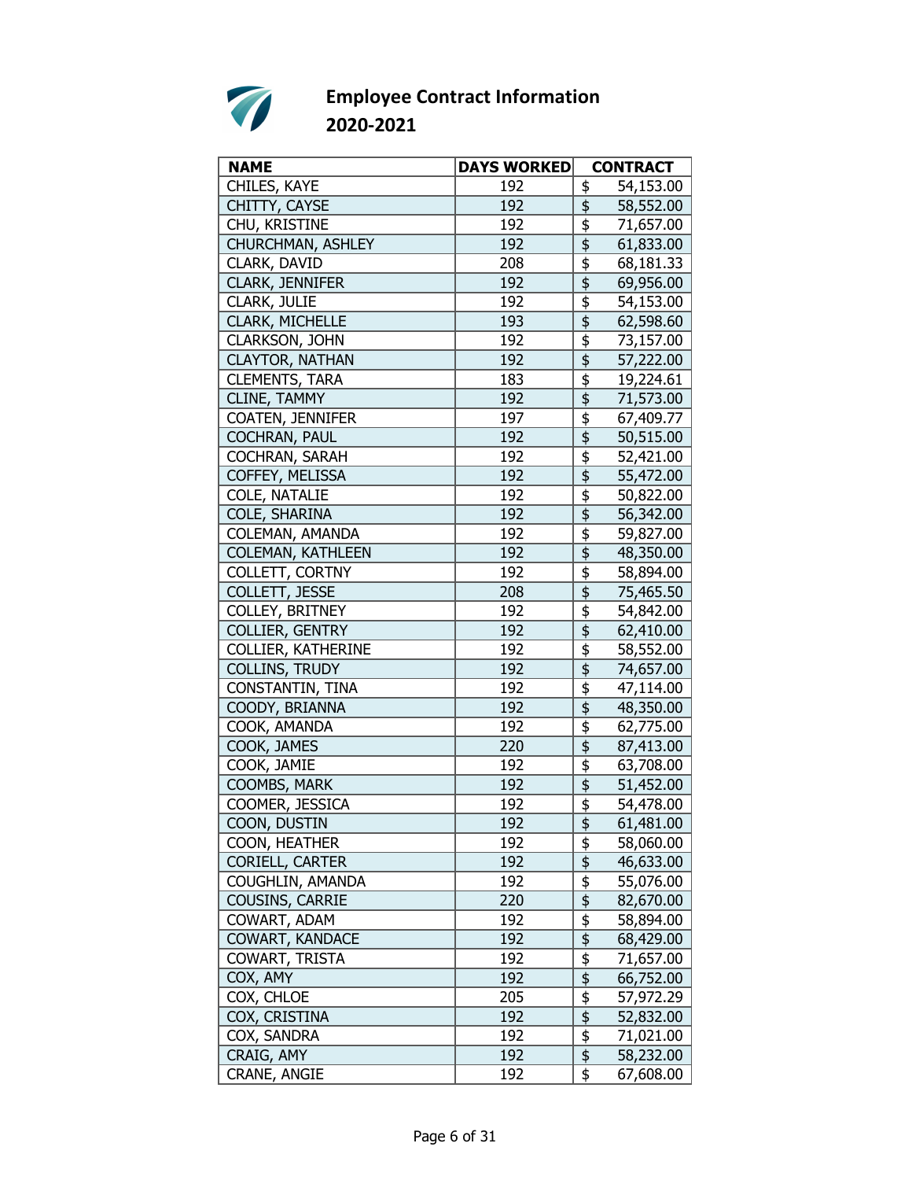**Employee Contract Information**
**2020-2021**

| NAME | DAYS WORKED | CONTRACT |
|---|---|---|
| CHILES, KAYE | 192 | $ 54,153.00 |
| CHITTY, CAYSE | 192 | $ 58,552.00 |
| CHU, KRISTINE | 192 | $ 71,657.00 |
| CHURCHMAN, ASHLEY | 192 | $ 61,833.00 |
| CLARK, DAVID | 208 | $ 68,181.33 |
| CLARK, JENNIFER | 192 | $ 69,956.00 |
| CLARK, JULIE | 192 | $ 54,153.00 |
| CLARK, MICHELLE | 193 | $ 62,598.60 |
| CLARKSON, JOHN | 192 | $ 73,157.00 |
| CLAYTOR, NATHAN | 192 | $ 57,222.00 |
| CLEMENTS, TARA | 183 | $ 19,224.61 |
| CLINE, TAMMY | 192 | $ 71,573.00 |
| COATEN, JENNIFER | 197 | $ 67,409.77 |
| COCHRAN, PAUL | 192 | $ 50,515.00 |
| COCHRAN, SARAH | 192 | $ 52,421.00 |
| COFFEY, MELISSA | 192 | $ 55,472.00 |
| COLE, NATALIE | 192 | $ 50,822.00 |
| COLE, SHARINA | 192 | $ 56,342.00 |
| COLEMAN, AMANDA | 192 | $ 59,827.00 |
| COLEMAN, KATHLEEN | 192 | $ 48,350.00 |
| COLLETT, CORTNY | 192 | $ 58,894.00 |
| COLLETT, JESSE | 208 | $ 75,465.50 |
| COLLEY, BRITNEY | 192 | $ 54,842.00 |
| COLLIER, GENTRY | 192 | $ 62,410.00 |
| COLLIER, KATHERINE | 192 | $ 58,552.00 |
| COLLINS, TRUDY | 192 | $ 74,657.00 |
| CONSTANTIN, TINA | 192 | $ 47,114.00 |
| COODY, BRIANNA | 192 | $ 48,350.00 |
| COOK, AMANDA | 192 | $ 62,775.00 |
| COOK, JAMES | 220 | $ 87,413.00 |
| COOK, JAMIE | 192 | $ 63,708.00 |
| COOMBS, MARK | 192 | $ 51,452.00 |
| COOMER, JESSICA | 192 | $ 54,478.00 |
| COON, DUSTIN | 192 | $ 61,481.00 |
| COON, HEATHER | 192 | $ 58,060.00 |
| CORIELL, CARTER | 192 | $ 46,633.00 |
| COUGHLIN, AMANDA | 192 | $ 55,076.00 |
| COUSINS, CARRIE | 220 | $ 82,670.00 |
| COWART, ADAM | 192 | $ 58,894.00 |
| COWART, KANDACE | 192 | $ 68,429.00 |
| COWART, TRISTA | 192 | $ 71,657.00 |
| COX, AMY | 192 | $ 66,752.00 |
| COX, CHLOE | 205 | $ 57,972.29 |
| COX, CRISTINA | 192 | $ 52,832.00 |
| COX, SANDRA | 192 | $ 71,021.00 |
| CRAIG, AMY | 192 | $ 58,232.00 |
| CRANE, ANGIE | 192 | $ 67,608.00 |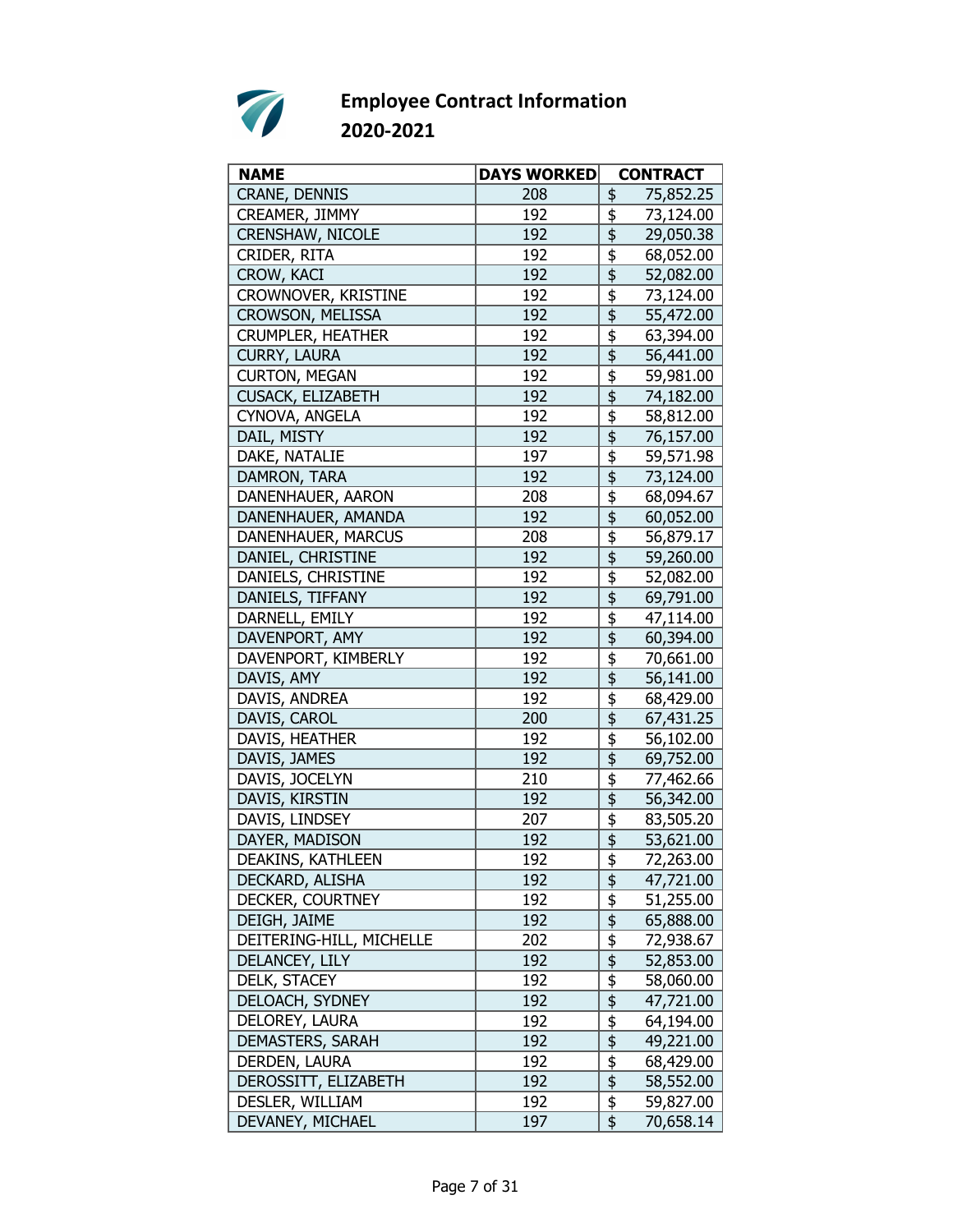# Employee Contract Information
## 2020-2021

| NAME | DAYS WORKED | CONTRACT |
|---|---|---|
| CRANE, DENNIS | 208 | $ 75,852.25 |
| CREAMER, JIMMY | 192 | $ 73,124.00 |
| CRENSHAW, NICOLE | 192 | $ 29,050.38 |
| CRIDER, RITA | 192 | $ 68,052.00 |
| CROW, KACI | 192 | $ 52,082.00 |
| CROWNOVER, KRISTINE | 192 | $ 73,124.00 |
| CROWSON, MELISSA | 192 | $ 55,472.00 |
| CRUMPLER, HEATHER | 192 | $ 63,394.00 |
| CURRY, LAURA | 192 | $ 56,441.00 |
| CURTON, MEGAN | 192 | $ 59,981.00 |
| CUSACK, ELIZABETH | 192 | $ 74,182.00 |
| CYNOVA, ANGELA | 192 | $ 58,812.00 |
| DAIL, MISTY | 192 | $ 76,157.00 |
| DAKE, NATALIE | 197 | $ 59,571.98 |
| DAMRON, TARA | 192 | $ 73,124.00 |
| DANENHAUER, AARON | 208 | $ 68,094.67 |
| DANENHAUER, AMANDA | 192 | $ 60,052.00 |
| DANENHAUER, MARCUS | 208 | $ 56,879.17 |
| DANIEL, CHRISTINE | 192 | $ 59,260.00 |
| DANIELS, CHRISTINE | 192 | $ 52,082.00 |
| DANIELS, TIFFANY | 192 | $ 69,791.00 |
| DARNELL, EMILY | 192 | $ 47,114.00 |
| DAVENPORT, AMY | 192 | $ 60,394.00 |
| DAVENPORT, KIMBERLY | 192 | $ 70,661.00 |
| DAVIS, AMY | 192 | $ 56,141.00 |
| DAVIS, ANDREA | 192 | $ 68,429.00 |
| DAVIS, CAROL | 200 | $ 67,431.25 |
| DAVIS, HEATHER | 192 | $ 56,102.00 |
| DAVIS, JAMES | 192 | $ 69,752.00 |
| DAVIS, JOCELYN | 210 | $ 77,462.66 |
| DAVIS, KIRSTIN | 192 | $ 56,342.00 |
| DAVIS, LINDSEY | 207 | $ 83,505.20 |
| DAYER, MADISON | 192 | $ 53,621.00 |
| DEAKINS, KATHLEEN | 192 | $ 72,263.00 |
| DECKARD, ALISHA | 192 | $ 47,721.00 |
| DECKER, COURTNEY | 192 | $ 51,255.00 |
| DEIGH, JAIME | 192 | $ 65,888.00 |
| DEITERING-HILL, MICHELLE | 202 | $ 72,938.67 |
| DELANCEY, LILY | 192 | $ 52,853.00 |
| DELK, STACEY | 192 | $ 58,060.00 |
| DELOACH, SYDNEY | 192 | $ 47,721.00 |
| DELOREY, LAURA | 192 | $ 64,194.00 |
| DEMASTERS, SARAH | 192 | $ 49,221.00 |
| DERDEN, LAURA | 192 | $ 68,429.00 |
| DEROSSITT, ELIZABETH | 192 | $ 58,552.00 |
| DESLER, WILLIAM | 192 | $ 59,827.00 |
| DEVANEY, MICHAEL | 197 | $ 70,658.14 |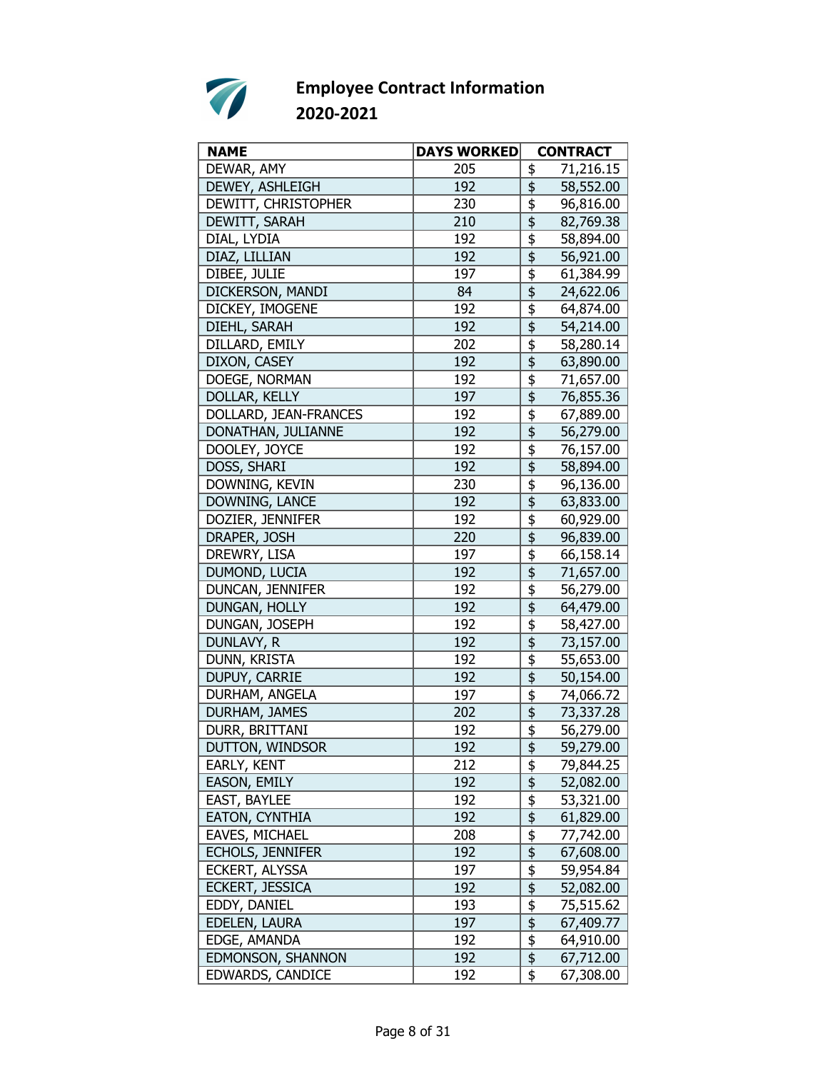# Employee Contract Information
## 2020-2021

| NAME | DAYS WORKED | CONTRACT |
|---|---|---|
| DEWAR, AMY | 205 | $ 71,216.15 |
| DEWEY, ASHLEIGH | 192 | $ 58,552.00 |
| DEWITT, CHRISTOPHER | 230 | $ 96,816.00 |
| DEWITT, SARAH | 210 | $ 82,769.38 |
| DIAL, LYDIA | 192 | $ 58,894.00 |
| DIAZ, LILLIAN | 192 | $ 56,921.00 |
| DIBEE, JULIE | 197 | $ 61,384.99 |
| DICKERSON, MANDI | 84 | $ 24,622.06 |
| DICKEY, IMOGENE | 192 | $ 64,874.00 |
| DIEHL, SARAH | 192 | $ 54,214.00 |
| DILLARD, EMILY | 202 | $ 58,280.14 |
| DIXON, CASEY | 192 | $ 63,890.00 |
| DOEGE, NORMAN | 192 | $ 71,657.00 |
| DOLLAR, KELLY | 197 | $ 76,855.36 |
| DOLLARD, JEAN-FRANCES | 192 | $ 67,889.00 |
| DONATHAN, JULIANNE | 192 | $ 56,279.00 |
| DOOLEY, JOYCE | 192 | $ 76,157.00 |
| DOSS, SHARI | 192 | $ 58,894.00 |
| DOWNING, KEVIN | 230 | $ 96,136.00 |
| DOWNING, LANCE | 192 | $ 63,833.00 |
| DOZIER, JENNIFER | 192 | $ 60,929.00 |
| DRAPER, JOSH | 220 | $ 96,839.00 |
| DREWRY, LISA | 197 | $ 66,158.14 |
| DUMOND, LUCIA | 192 | $ 71,657.00 |
| DUNCAN, JENNIFER | 192 | $ 56,279.00 |
| DUNGAN, HOLLY | 192 | $ 64,479.00 |
| DUNGAN, JOSEPH | 192 | $ 58,427.00 |
| DUNLAVY, R | 192 | $ 73,157.00 |
| DUNN, KRISTA | 192 | $ 55,653.00 |
| DUPUY, CARRIE | 192 | $ 50,154.00 |
| DURHAM, ANGELA | 197 | $ 74,066.72 |
| DURHAM, JAMES | 202 | $ 73,337.28 |
| DURR, BRITTANI | 192 | $ 56,279.00 |
| DUTTON, WINDSOR | 192 | $ 59,279.00 |
| EARLY, KENT | 212 | $ 79,844.25 |
| EASON, EMILY | 192 | $ 52,082.00 |
| EAST, BAYLEE | 192 | $ 53,321.00 |
| EATON, CYNTHIA | 192 | $ 61,829.00 |
| EAVES, MICHAEL | 208 | $ 77,742.00 |
| ECHOLS, JENNIFER | 192 | $ 67,608.00 |
| ECKERT, ALYSSA | 197 | $ 59,954.84 |
| ECKERT, JESSICA | 192 | $ 52,082.00 |
| EDDY, DANIEL | 193 | $ 75,515.62 |
| EDELEN, LAURA | 197 | $ 67,409.77 |
| EDGE, AMANDA | 192 | $ 64,910.00 |
| EDMONSON, SHANNON | 192 | $ 67,712.00 |
| EDWARDS, CANDICE | 192 | $ 67,308.00 |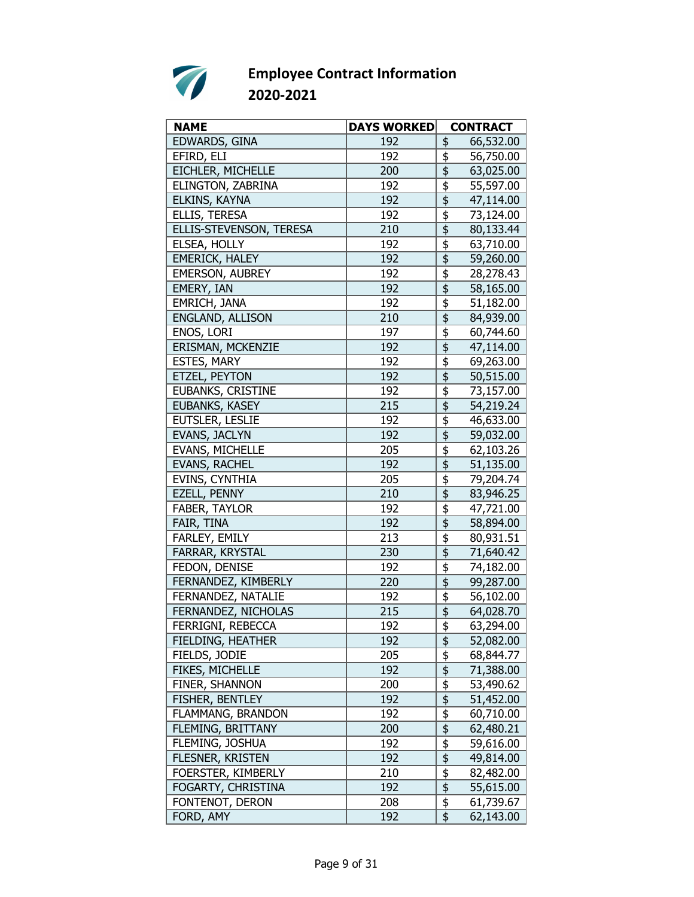# Employee Contract Information
## 2020-2021

| NAME | DAYS WORKED | CONTRACT |
|---|---|---|
| EDWARDS, GINA | 192 | $ 66,532.00 |
| EFIRD, ELI | 192 | $ 56,750.00 |
| EICHLER, MICHELLE | 200 | $ 63,025.00 |
| ELINGTON, ZABRINA | 192 | $ 55,597.00 |
| ELKINS, KAYNA | 192 | $ 47,114.00 |
| ELLIS, TERESA | 192 | $ 73,124.00 |
| ELLIS-STEVENSON, TERESA | 210 | $ 80,133.44 |
| ELSEA, HOLLY | 192 | $ 63,710.00 |
| EMERICK, HALEY | 192 | $ 59,260.00 |
| EMERSON, AUBREY | 192 | $ 28,278.43 |
| EMERY, IAN | 192 | $ 58,165.00 |
| EMRICH, JANA | 192 | $ 51,182.00 |
| ENGLAND, ALLISON | 210 | $ 84,939.00 |
| ENOS, LORI | 197 | $ 60,744.60 |
| ERISMAN, MCKENZIE | 192 | $ 47,114.00 |
| ESTES, MARY | 192 | $ 69,263.00 |
| ETZEL, PEYTON | 192 | $ 50,515.00 |
| EUBANKS, CRISTINE | 192 | $ 73,157.00 |
| EUBANKS, KASEY | 215 | $ 54,219.24 |
| EUTSLER, LESLIE | 192 | $ 46,633.00 |
| EVANS, JACLYN | 192 | $ 59,032.00 |
| EVANS, MICHELLE | 205 | $ 62,103.26 |
| EVANS, RACHEL | 192 | $ 51,135.00 |
| EVINS, CYNTHIA | 205 | $ 79,204.74 |
| EZELL, PENNY | 210 | $ 83,946.25 |
| FABER, TAYLOR | 192 | $ 47,721.00 |
| FAIR, TINA | 192 | $ 58,894.00 |
| FARLEY, EMILY | 213 | $ 80,931.51 |
| FARRAR, KRYSTAL | 230 | $ 71,640.42 |
| FEDON, DENISE | 192 | $ 74,182.00 |
| FERNANDEZ, KIMBERLY | 220 | $ 99,287.00 |
| FERNANDEZ, NATALIE | 192 | $ 56,102.00 |
| FERNANDEZ, NICHOLAS | 215 | $ 64,028.70 |
| FERRIGNI, REBECCA | 192 | $ 63,294.00 |
| FIELDING, HEATHER | 192 | $ 52,082.00 |
| FIELDS, JODIE | 205 | $ 68,844.77 |
| FIKES, MICHELLE | 192 | $ 71,388.00 |
| FINER, SHANNON | 200 | $ 53,490.62 |
| FISHER, BENTLEY | 192 | $ 51,452.00 |
| FLAMMANG, BRANDON | 192 | $ 60,710.00 |
| FLEMING, BRITTANY | 200 | $ 62,480.21 |
| FLEMING, JOSHUA | 192 | $ 59,616.00 |
| FLESNER, KRISTEN | 192 | $ 49,814.00 |
| FOERSTER, KIMBERLY | 210 | $ 82,482.00 |
| FOGARTY, CHRISTINA | 192 | $ 55,615.00 |
| FONTENOT, DERON | 208 | $ 61,739.67 |
| FORD, AMY | 192 | $ 62,143.00 |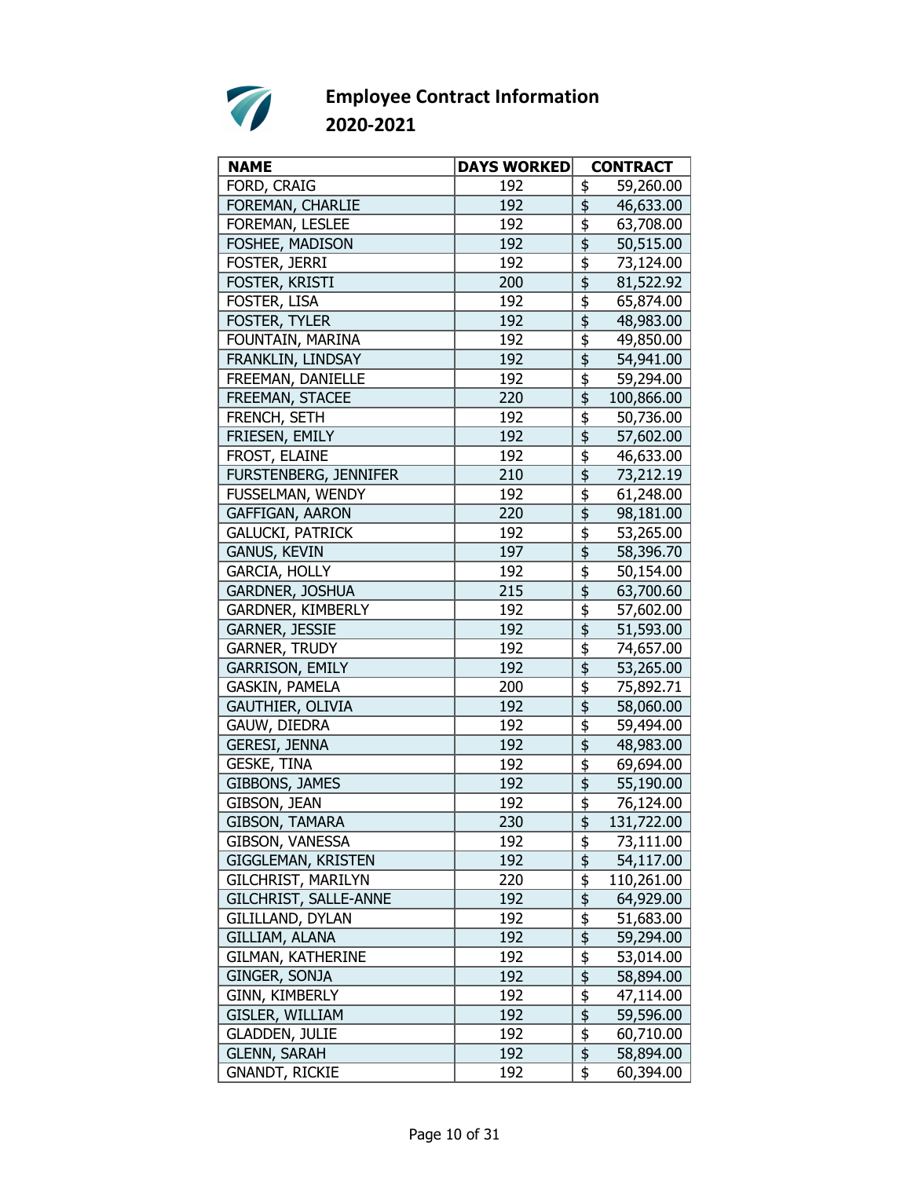# Employee Contract Information 2020-2021

| NAME | DAYS WORKED | CONTRACT |
|---|---|---|
| FORD, CRAIG | 192 | $ 59,260.00 |
| FOREMAN, CHARLIE | 192 | $ 46,633.00 |
| FOREMAN, LESLEE | 192 | $ 63,708.00 |
| FOSHEE, MADISON | 192 | $ 50,515.00 |
| FOSTER, JERRI | 192 | $ 73,124.00 |
| FOSTER, KRISTI | 200 | $ 81,522.92 |
| FOSTER, LISA | 192 | $ 65,874.00 |
| FOSTER, TYLER | 192 | $ 48,983.00 |
| FOUNTAIN, MARINA | 192 | $ 49,850.00 |
| FRANKLIN, LINDSAY | 192 | $ 54,941.00 |
| FREEMAN, DANIELLE | 192 | $ 59,294.00 |
| FREEMAN, STACEE | 220 | $ 100,866.00 |
| FRENCH, SETH | 192 | $ 50,736.00 |
| FRIESEN, EMILY | 192 | $ 57,602.00 |
| FROST, ELAINE | 192 | $ 46,633.00 |
| FURSTENBERG, JENNIFER | 210 | $ 73,212.19 |
| FUSSELMAN, WENDY | 192 | $ 61,248.00 |
| GAFFIGAN, AARON | 220 | $ 98,181.00 |
| GALUCKI, PATRICK | 192 | $ 53,265.00 |
| GANUS, KEVIN | 197 | $ 58,396.70 |
| GARCIA, HOLLY | 192 | $ 50,154.00 |
| GARDNER, JOSHUA | 215 | $ 63,700.60 |
| GARDNER, KIMBERLY | 192 | $ 57,602.00 |
| GARNER, JESSIE | 192 | $ 51,593.00 |
| GARNER, TRUDY | 192 | $ 74,657.00 |
| GARRISON, EMILY | 192 | $ 53,265.00 |
| GASKIN, PAMELA | 200 | $ 75,892.71 |
| GAUTHIER, OLIVIA | 192 | $ 58,060.00 |
| GAUW, DIEDRA | 192 | $ 59,494.00 |
| GERESI, JENNA | 192 | $ 48,983.00 |
| GESKE, TINA | 192 | $ 69,694.00 |
| GIBBONS, JAMES | 192 | $ 55,190.00 |
| GIBSON, JEAN | 192 | $ 76,124.00 |
| GIBSON, TAMARA | 230 | $ 131,722.00 |
| GIBSON, VANESSA | 192 | $ 73,111.00 |
| GIGGLEMAN, KRISTEN | 192 | $ 54,117.00 |
| GILCHRIST, MARILYN | 220 | $ 110,261.00 |
| GILCHRIST, SALLE-ANNE | 192 | $ 64,929.00 |
| GILILLAND, DYLAN | 192 | $ 51,683.00 |
| GILLIAM, ALANA | 192 | $ 59,294.00 |
| GILMAN, KATHERINE | 192 | $ 53,014.00 |
| GINGER, SONJA | 192 | $ 58,894.00 |
| GINN, KIMBERLY | 192 | $ 47,114.00 |
| GISLER, WILLIAM | 192 | $ 59,596.00 |
| GLADDEN, JULIE | 192 | $ 60,710.00 |
| GLENN, SARAH | 192 | $ 58,894.00 |
| GNANDT, RICKIE | 192 | $ 60,394.00 |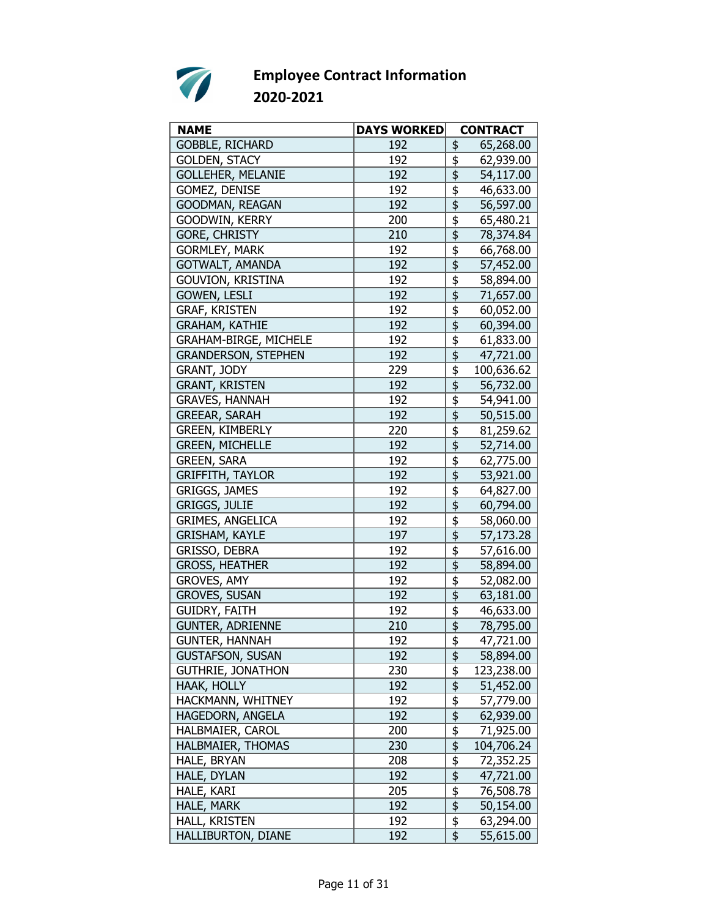# Employee Contract Information 2020-2021

| NAME | DAYS WORKED | CONTRACT |
|---|---|---|
| GOBBLE, RICHARD | 192 | $ 65,268.00 |
| GOLDEN, STACY | 192 | $ 62,939.00 |
| GOLLEHER, MELANIE | 192 | $ 54,117.00 |
| GOMEZ, DENISE | 192 | $ 46,633.00 |
| GOODMAN, REAGAN | 192 | $ 56,597.00 |
| GOODWIN, KERRY | 200 | $ 65,480.21 |
| GORE, CHRISTY | 210 | $ 78,374.84 |
| GORMLEY, MARK | 192 | $ 66,768.00 |
| GOTWALT, AMANDA | 192 | $ 57,452.00 |
| GOUVION, KRISTINA | 192 | $ 58,894.00 |
| GOWEN, LESLI | 192 | $ 71,657.00 |
| GRAF, KRISTEN | 192 | $ 60,052.00 |
| GRAHAM, KATHIE | 192 | $ 60,394.00 |
| GRAHAM-BIRGE, MICHELE | 192 | $ 61,833.00 |
| GRANDERSON, STEPHEN | 192 | $ 47,721.00 |
| GRANT, JODY | 229 | $ 100,636.62 |
| GRANT, KRISTEN | 192 | $ 56,732.00 |
| GRAVES, HANNAH | 192 | $ 54,941.00 |
| GREEAR, SARAH | 192 | $ 50,515.00 |
| GREEN, KIMBERLY | 220 | $ 81,259.62 |
| GREEN, MICHELLE | 192 | $ 52,714.00 |
| GREEN, SARA | 192 | $ 62,775.00 |
| GRIFFITH, TAYLOR | 192 | $ 53,921.00 |
| GRIGGS, JAMES | 192 | $ 64,827.00 |
| GRIGGS, JULIE | 192 | $ 60,794.00 |
| GRIMES, ANGELICA | 192 | $ 58,060.00 |
| GRISHAM, KAYLE | 197 | $ 57,173.28 |
| GRISSO, DEBRA | 192 | $ 57,616.00 |
| GROSS, HEATHER | 192 | $ 58,894.00 |
| GROVES, AMY | 192 | $ 52,082.00 |
| GROVES, SUSAN | 192 | $ 63,181.00 |
| GUIDRY, FAITH | 192 | $ 46,633.00 |
| GUNTER, ADRIENNE | 210 | $ 78,795.00 |
| GUNTER, HANNAH | 192 | $ 47,721.00 |
| GUSTAFSON, SUSAN | 192 | $ 58,894.00 |
| GUTHRIE, JONATHON | 230 | $ 123,238.00 |
| HAAK, HOLLY | 192 | $ 51,452.00 |
| HACKMANN, WHITNEY | 192 | $ 57,779.00 |
| HAGEDORN, ANGELA | 192 | $ 62,939.00 |
| HALBMAIER, CAROL | 200 | $ 71,925.00 |
| HALBMAIER, THOMAS | 230 | $ 104,706.24 |
| HALE, BRYAN | 208 | $ 72,352.25 |
| HALE, DYLAN | 192 | $ 47,721.00 |
| HALE, KARI | 205 | $ 76,508.78 |
| HALE, MARK | 192 | $ 50,154.00 |
| HALL, KRISTEN | 192 | $ 63,294.00 |
| HALLIBURTON, DIANE | 192 | $ 55,615.00 |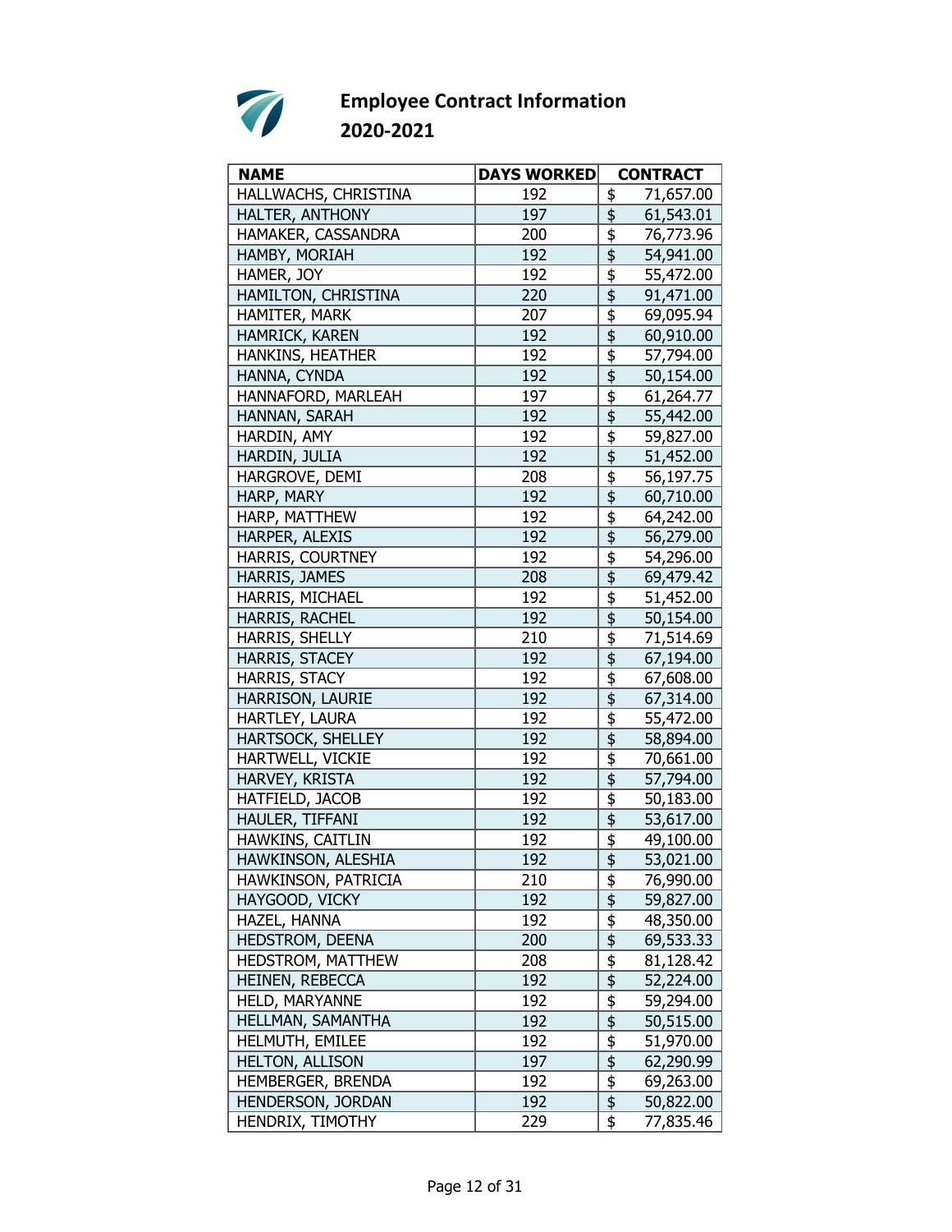# Employee Contract Information
## 2020-2021

| NAME | DAYS WORKED | CONTRACT |
|---|---|---|
| HALLWACHS, CHRISTINA | 192 | $ 71,657.00 |
| HALTER, ANTHONY | 197 | $ 61,543.01 |
| HAMAKER, CASSANDRA | 200 | $ 76,773.96 |
| HAMBY, MORIAH | 192 | $ 54,941.00 |
| HAMER, JOY | 192 | $ 55,472.00 |
| HAMILTON, CHRISTINA | 220 | $ 91,471.00 |
| HAMITER, MARK | 207 | $ 69,095.94 |
| HAMRICK, KAREN | 192 | $ 60,910.00 |
| HANKINS, HEATHER | 192 | $ 57,794.00 |
| HANNA, CYNDA | 192 | $ 50,154.00 |
| HANNAFORD, MARLEAH | 197 | $ 61,264.77 |
| HANNAN, SARAH | 192 | $ 55,442.00 |
| HARDIN, AMY | 192 | $ 59,827.00 |
| HARDIN, JULIA | 192 | $ 51,452.00 |
| HARGROVE, DEMI | 208 | $ 56,197.75 |
| HARP, MARY | 192 | $ 60,710.00 |
| HARP, MATTHEW | 192 | $ 64,242.00 |
| HARPER, ALEXIS | 192 | $ 56,279.00 |
| HARRIS, COURTNEY | 192 | $ 54,296.00 |
| HARRIS, JAMES | 208 | $ 69,479.42 |
| HARRIS, MICHAEL | 192 | $ 51,452.00 |
| HARRIS, RACHEL | 192 | $ 50,154.00 |
| HARRIS, SHELLY | 210 | $ 71,514.69 |
| HARRIS, STACEY | 192 | $ 67,194.00 |
| HARRIS, STACY | 192 | $ 67,608.00 |
| HARRISON, LAURIE | 192 | $ 67,314.00 |
| HARTLEY, LAURA | 192 | $ 55,472.00 |
| HARTSOCK, SHELLEY | 192 | $ 58,894.00 |
| HARTWELL, VICKIE | 192 | $ 70,661.00 |
| HARVEY, KRISTA | 192 | $ 57,794.00 |
| HATFIELD, JACOB | 192 | $ 50,183.00 |
| HAULER, TIFFANI | 192 | $ 53,617.00 |
| HAWKINS, CAITLIN | 192 | $ 49,100.00 |
| HAWKINSON, ALESHIA | 192 | $ 53,021.00 |
| HAWKINSON, PATRICIA | 210 | $ 76,990.00 |
| HAYGOOD, VICKY | 192 | $ 59,827.00 |
| HAZEL, HANNA | 192 | $ 48,350.00 |
| HEDSTROM, DEENA | 200 | $ 69,533.33 |
| HEDSTROM, MATTHEW | 208 | $ 81,128.42 |
| HEINEN, REBECCA | 192 | $ 52,224.00 |
| HELD, MARYANNE | 192 | $ 59,294.00 |
| HELLMAN, SAMANTHA | 192 | $ 50,515.00 |
| HELMUTH, EMILEE | 192 | $ 51,970.00 |
| HELTON, ALLISON | 197 | $ 62,290.99 |
| HEMBERGER, BRENDA | 192 | $ 69,263.00 |
| HENDERSON, JORDAN | 192 | $ 50,822.00 |
| HENDRIX, TIMOTHY | 229 | $ 77,835.46 |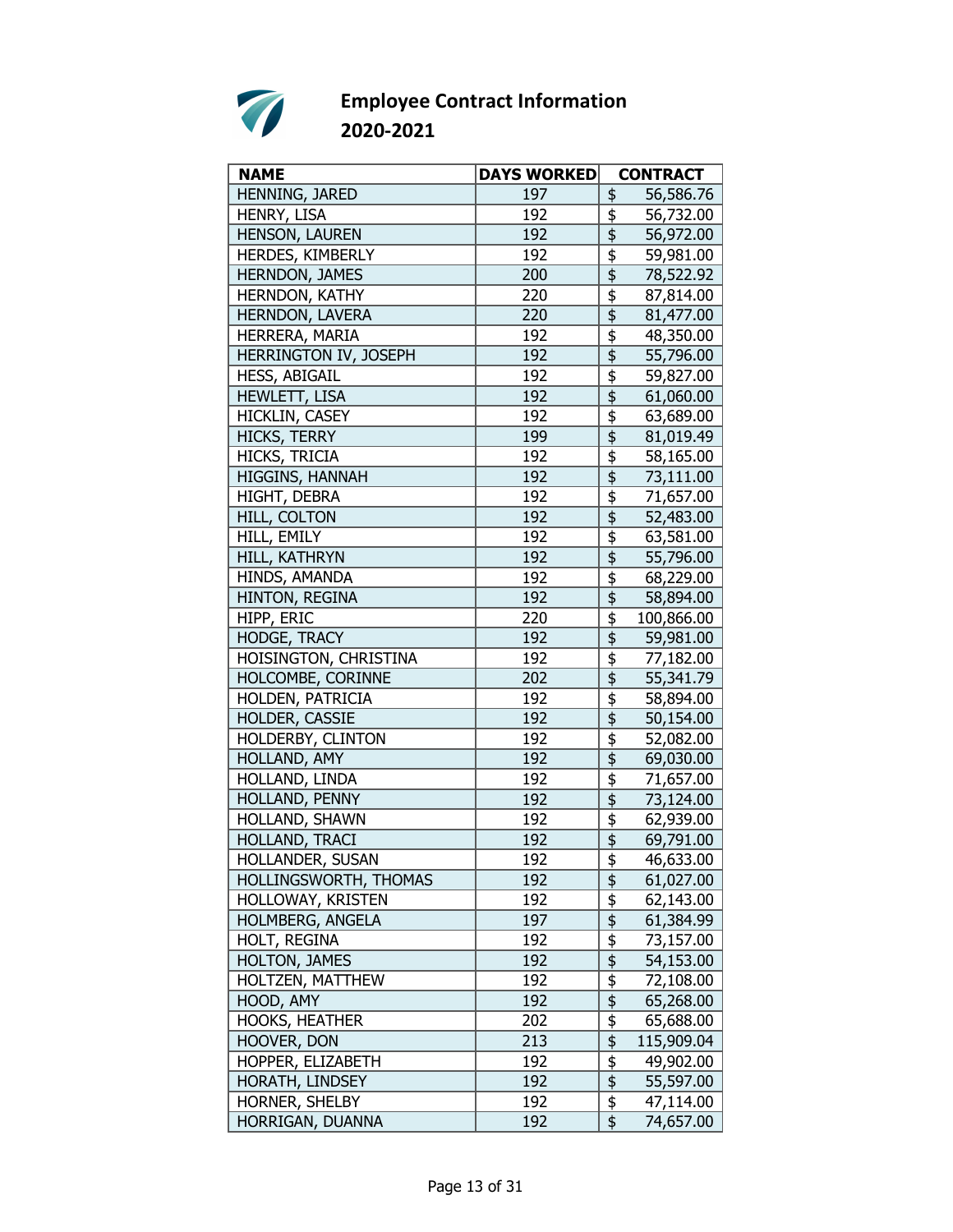## Employee Contract Information
## 2020-2021

| NAME | DAYS WORKED | CONTRACT |
|---|---|---|
| HENNING, JARED | 197 | $ 56,586.76 |
| HENRY, LISA | 192 | $ 56,732.00 |
| HENSON, LAUREN | 192 | $ 56,972.00 |
| HERDES, KIMBERLY | 192 | $ 59,981.00 |
| HERNDON, JAMES | 200 | $ 78,522.92 |
| HERNDON, KATHY | 220 | $ 87,814.00 |
| HERNDON, LAVERA | 220 | $ 81,477.00 |
| HERRERA, MARIA | 192 | $ 48,350.00 |
| HERRINGTON IV, JOSEPH | 192 | $ 55,796.00 |
| HESS, ABIGAIL | 192 | $ 59,827.00 |
| HEWLETT, LISA | 192 | $ 61,060.00 |
| HICKLIN, CASEY | 192 | $ 63,689.00 |
| HICKS, TERRY | 199 | $ 81,019.49 |
| HICKS, TRICIA | 192 | $ 58,165.00 |
| HIGGINS, HANNAH | 192 | $ 73,111.00 |
| HIGHT, DEBRA | 192 | $ 71,657.00 |
| HILL, COLTON | 192 | $ 52,483.00 |
| HILL, EMILY | 192 | $ 63,581.00 |
| HILL, KATHRYN | 192 | $ 55,796.00 |
| HINDS, AMANDA | 192 | $ 68,229.00 |
| HINTON, REGINA | 192 | $ 58,894.00 |
| HIPP, ERIC | 220 | $ 100,866.00 |
| HODGE, TRACY | 192 | $ 59,981.00 |
| HOISINGTON, CHRISTINA | 192 | $ 77,182.00 |
| HOLCOMBE, CORINNE | 202 | $ 55,341.79 |
| HOLDEN, PATRICIA | 192 | $ 58,894.00 |
| HOLDER, CASSIE | 192 | $ 50,154.00 |
| HOLDERBY, CLINTON | 192 | $ 52,082.00 |
| HOLLAND, AMY | 192 | $ 69,030.00 |
| HOLLAND, LINDA | 192 | $ 71,657.00 |
| HOLLAND, PENNY | 192 | $ 73,124.00 |
| HOLLAND, SHAWN | 192 | $ 62,939.00 |
| HOLLAND, TRACI | 192 | $ 69,791.00 |
| HOLLANDER, SUSAN | 192 | $ 46,633.00 |
| HOLLINGSWORTH, THOMAS | 192 | $ 61,027.00 |
| HOLLOWAY, KRISTEN | 192 | $ 62,143.00 |
| HOLMBERG, ANGELA | 197 | $ 61,384.99 |
| HOLT, REGINA | 192 | $ 73,157.00 |
| HOLTON, JAMES | 192 | $ 54,153.00 |
| HOLTZEN, MATTHEW | 192 | $ 72,108.00 |
| HOOD, AMY | 192 | $ 65,268.00 |
| HOOKS, HEATHER | 202 | $ 65,688.00 |
| HOOVER, DON | 213 | $ 115,909.04 |
| HOPPER, ELIZABETH | 192 | $ 49,902.00 |
| HORATH, LINDSEY | 192 | $ 55,597.00 |
| HORNER, SHELBY | 192 | $ 47,114.00 |
| HORRIGAN, DUANNA | 192 | $ 74,657.00 |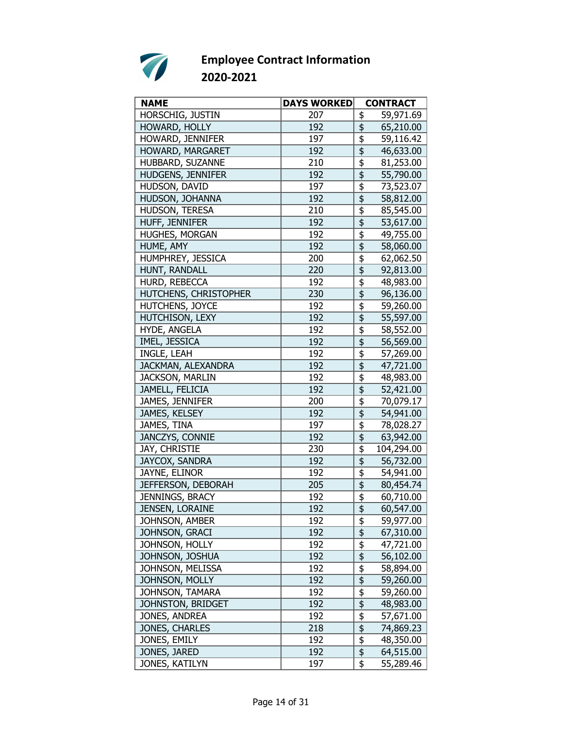# Employee Contract Information
## 2020-2021

| NAME | DAYS WORKED | CONTRACT |
|---|---|---|
| HORSCHIG, JUSTIN | 207 | $ 59,971.69 |
| HOWARD, HOLLY | 192 | $ 65,210.00 |
| HOWARD, JENNIFER | 197 | $ 59,116.42 |
| HOWARD, MARGARET | 192 | $ 46,633.00 |
| HUBBARD, SUZANNE | 210 | $ 81,253.00 |
| HUDGENS, JENNIFER | 192 | $ 55,790.00 |
| HUDSON, DAVID | 197 | $ 73,523.07 |
| HUDSON, JOHANNA | 192 | $ 58,812.00 |
| HUDSON, TERESA | 210 | $ 85,545.00 |
| HUFF, JENNIFER | 192 | $ 53,617.00 |
| HUGHES, MORGAN | 192 | $ 49,755.00 |
| HUME, AMY | 192 | $ 58,060.00 |
| HUMPHREY, JESSICA | 200 | $ 62,062.50 |
| HUNT, RANDALL | 220 | $ 92,813.00 |
| HURD, REBECCA | 192 | $ 48,983.00 |
| HUTCHENS, CHRISTOPHER | 230 | $ 96,136.00 |
| HUTCHENS, JOYCE | 192 | $ 59,260.00 |
| HUTCHISON, LEXY | 192 | $ 55,597.00 |
| HYDE, ANGELA | 192 | $ 58,552.00 |
| IMEL, JESSICA | 192 | $ 56,569.00 |
| INGLE, LEAH | 192 | $ 57,269.00 |
| JACKMAN, ALEXANDRA | 192 | $ 47,721.00 |
| JACKSON, MARLIN | 192 | $ 48,983.00 |
| JAMELL, FELICIA | 192 | $ 52,421.00 |
| JAMES, JENNIFER | 200 | $ 70,079.17 |
| JAMES, KELSEY | 192 | $ 54,941.00 |
| JAMES, TINA | 197 | $ 78,028.27 |
| JANCZYS, CONNIE | 192 | $ 63,942.00 |
| JAY, CHRISTIE | 230 | $ 104,294.00 |
| JAYCOX, SANDRA | 192 | $ 56,732.00 |
| JAYNE, ELINOR | 192 | $ 54,941.00 |
| JEFFERSON, DEBORAH | 205 | $ 80,454.74 |
| JENNINGS, BRACY | 192 | $ 60,710.00 |
| JENSEN, LORAINE | 192 | $ 60,547.00 |
| JOHNSON, AMBER | 192 | $ 59,977.00 |
| JOHNSON, GRACI | 192 | $ 67,310.00 |
| JOHNSON, HOLLY | 192 | $ 47,721.00 |
| JOHNSON, JOSHUA | 192 | $ 56,102.00 |
| JOHNSON, MELISSA | 192 | $ 58,894.00 |
| JOHNSON, MOLLY | 192 | $ 59,260.00 |
| JOHNSON, TAMARA | 192 | $ 59,260.00 |
| JOHNSTON, BRIDGET | 192 | $ 48,983.00 |
| JONES, ANDREA | 192 | $ 57,671.00 |
| JONES, CHARLES | 218 | $ 74,869.23 |
| JONES, EMILY | 192 | $ 48,350.00 |
| JONES, JARED | 192 | $ 64,515.00 |
| JONES, KATILYN | 197 | $ 55,289.46 |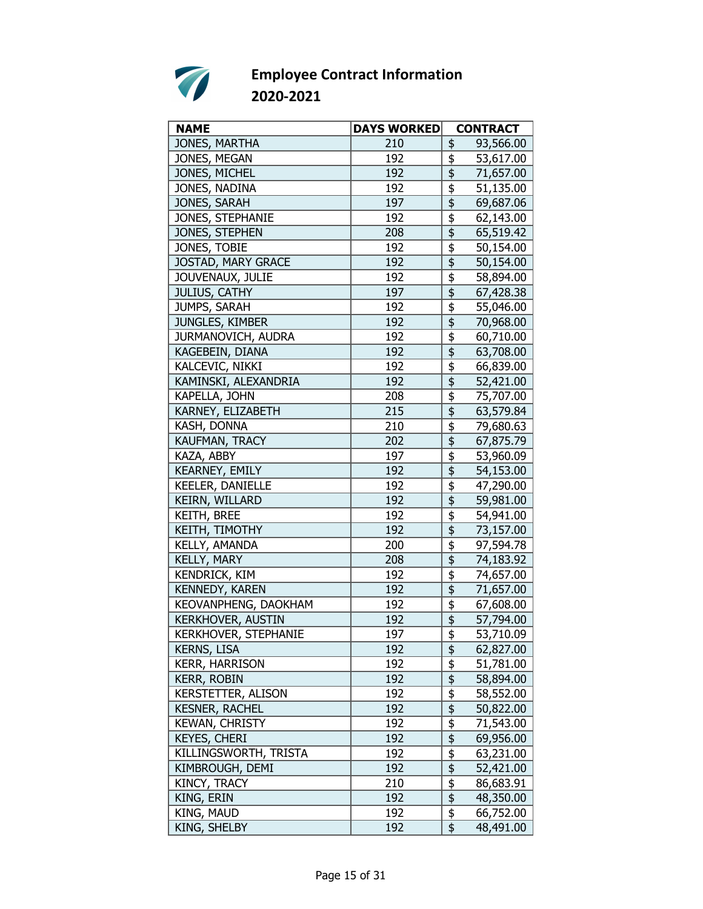# Employee Contract Information 2020-2021

| NAME | DAYS WORKED | CONTRACT |
|---|---|---|
| JONES, MARTHA | 210 | $ 93,566.00 |
| JONES, MEGAN | 192 | $ 53,617.00 |
| JONES, MICHEL | 192 | $ 71,657.00 |
| JONES, NADINA | 192 | $ 51,135.00 |
| JONES, SARAH | 197 | $ 69,687.06 |
| JONES, STEPHANIE | 192 | $ 62,143.00 |
| JONES, STEPHEN | 208 | $ 65,519.42 |
| JONES, TOBIE | 192 | $ 50,154.00 |
| JOSTAD, MARY GRACE | 192 | $ 50,154.00 |
| JOUVENAUX, JULIE | 192 | $ 58,894.00 |
| JULIUS, CATHY | 197 | $ 67,428.38 |
| JUMPS, SARAH | 192 | $ 55,046.00 |
| JUNGLES, KIMBER | 192 | $ 70,968.00 |
| JURMANOVICH, AUDRA | 192 | $ 60,710.00 |
| KAGEBEIN, DIANA | 192 | $ 63,708.00 |
| KALCEVIC, NIKKI | 192 | $ 66,839.00 |
| KAMINSKI, ALEXANDRIA | 192 | $ 52,421.00 |
| KAPELLA, JOHN | 208 | $ 75,707.00 |
| KARNEY, ELIZABETH | 215 | $ 63,579.84 |
| KASH, DONNA | 210 | $ 79,680.63 |
| KAUFMAN, TRACY | 202 | $ 67,875.79 |
| KAZA, ABBY | 197 | $ 53,960.09 |
| KEARNEY, EMILY | 192 | $ 54,153.00 |
| KEELER, DANIELLE | 192 | $ 47,290.00 |
| KEIRN, WILLARD | 192 | $ 59,981.00 |
| KEITH, BREE | 192 | $ 54,941.00 |
| KEITH, TIMOTHY | 192 | $ 73,157.00 |
| KELLY, AMANDA | 200 | $ 97,594.78 |
| KELLY, MARY | 208 | $ 74,183.92 |
| KENDRICK, KIM | 192 | $ 74,657.00 |
| KENNEDY, KAREN | 192 | $ 71,657.00 |
| KEOVANPHENG, DAOKHAM | 192 | $ 67,608.00 |
| KERKHOVER, AUSTIN | 192 | $ 57,794.00 |
| KERKHOVER, STEPHANIE | 197 | $ 53,710.09 |
| KERNS, LISA | 192 | $ 62,827.00 |
| KERR, HARRISON | 192 | $ 51,781.00 |
| KERR, ROBIN | 192 | $ 58,894.00 |
| KERSTETTER, ALISON | 192 | $ 58,552.00 |
| KESNER, RACHEL | 192 | $ 50,822.00 |
| KEWAN, CHRISTY | 192 | $ 71,543.00 |
| KEYES, CHERI | 192 | $ 69,956.00 |
| KILLINGSWORTH, TRISTA | 192 | $ 63,231.00 |
| KIMBROUGH, DEMI | 192 | $ 52,421.00 |
| KINCY, TRACY | 210 | $ 86,683.91 |
| KING, ERIN | 192 | $ 48,350.00 |
| KING, MAUD | 192 | $ 66,752.00 |
| KING, SHELBY | 192 | $ 48,491.00 |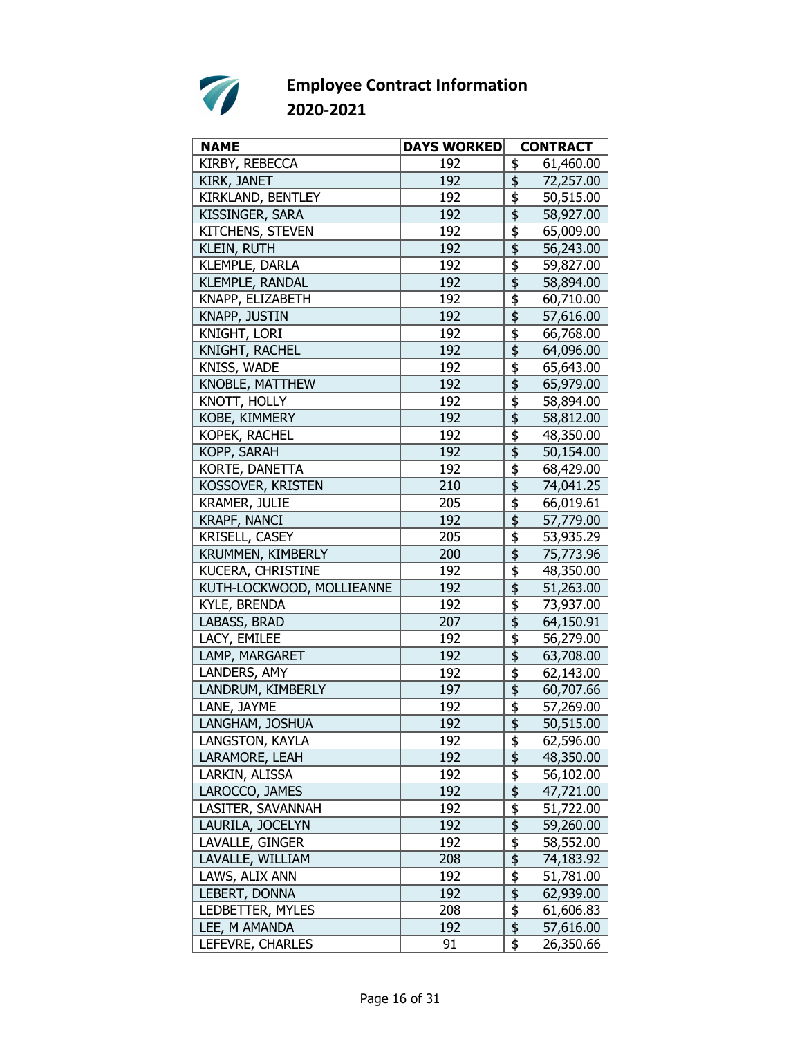# Employee Contract Information 2020-2021

| NAME | DAYS WORKED | CONTRACT |
|---|---|---|
| KIRBY, REBECCA | 192 | $ 61,460.00 |
| KIRK, JANET | 192 | $ 72,257.00 |
| KIRKLAND, BENTLEY | 192 | $ 50,515.00 |
| KISSINGER, SARA | 192 | $ 58,927.00 |
| KITCHENS, STEVEN | 192 | $ 65,009.00 |
| KLEIN, RUTH | 192 | $ 56,243.00 |
| KLEMPLE, DARLA | 192 | $ 59,827.00 |
| KLEMPLE, RANDAL | 192 | $ 58,894.00 |
| KNAPP, ELIZABETH | 192 | $ 60,710.00 |
| KNAPP, JUSTIN | 192 | $ 57,616.00 |
| KNIGHT, LORI | 192 | $ 66,768.00 |
| KNIGHT, RACHEL | 192 | $ 64,096.00 |
| KNISS, WADE | 192 | $ 65,643.00 |
| KNOBLE, MATTHEW | 192 | $ 65,979.00 |
| KNOTT, HOLLY | 192 | $ 58,894.00 |
| KOBE, KIMMERY | 192 | $ 58,812.00 |
| KOPEK, RACHEL | 192 | $ 48,350.00 |
| KOPP, SARAH | 192 | $ 50,154.00 |
| KORTE, DANETTA | 192 | $ 68,429.00 |
| KOSSOVER, KRISTEN | 210 | $ 74,041.25 |
| KRAMER, JULIE | 205 | $ 66,019.61 |
| KRAPF, NANCI | 192 | $ 57,779.00 |
| KRISELL, CASEY | 205 | $ 53,935.29 |
| KRUMMEN, KIMBERLY | 200 | $ 75,773.96 |
| KUCERA, CHRISTINE | 192 | $ 48,350.00 |
| KUTH-LOCKWOOD, MOLLIEANNE | 192 | $ 51,263.00 |
| KYLE, BRENDA | 192 | $ 73,937.00 |
| LABASS, BRAD | 207 | $ 64,150.91 |
| LACY, EMILEE | 192 | $ 56,279.00 |
| LAMP, MARGARET | 192 | $ 63,708.00 |
| LANDERS, AMY | 192 | $ 62,143.00 |
| LANDRUM, KIMBERLY | 197 | $ 60,707.66 |
| LANE, JAYME | 192 | $ 57,269.00 |
| LANGHAM, JOSHUA | 192 | $ 50,515.00 |
| LANGSTON, KAYLA | 192 | $ 62,596.00 |
| LARAMORE, LEAH | 192 | $ 48,350.00 |
| LARKIN, ALISSA | 192 | $ 56,102.00 |
| LAROCCO, JAMES | 192 | $ 47,721.00 |
| LASITER, SAVANNAH | 192 | $ 51,722.00 |
| LAURILA, JOCELYN | 192 | $ 59,260.00 |
| LAVALLE, GINGER | 192 | $ 58,552.00 |
| LAVALLE, WILLIAM | 208 | $ 74,183.92 |
| LAWS, ALIX ANN | 192 | $ 51,781.00 |
| LEBERT, DONNA | 192 | $ 62,939.00 |
| LEDBETTER, MYLES | 208 | $ 61,606.83 |
| LEE, M AMANDA | 192 | $ 57,616.00 |
| LEFEVRE, CHARLES | 91 | $ 26,350.66 |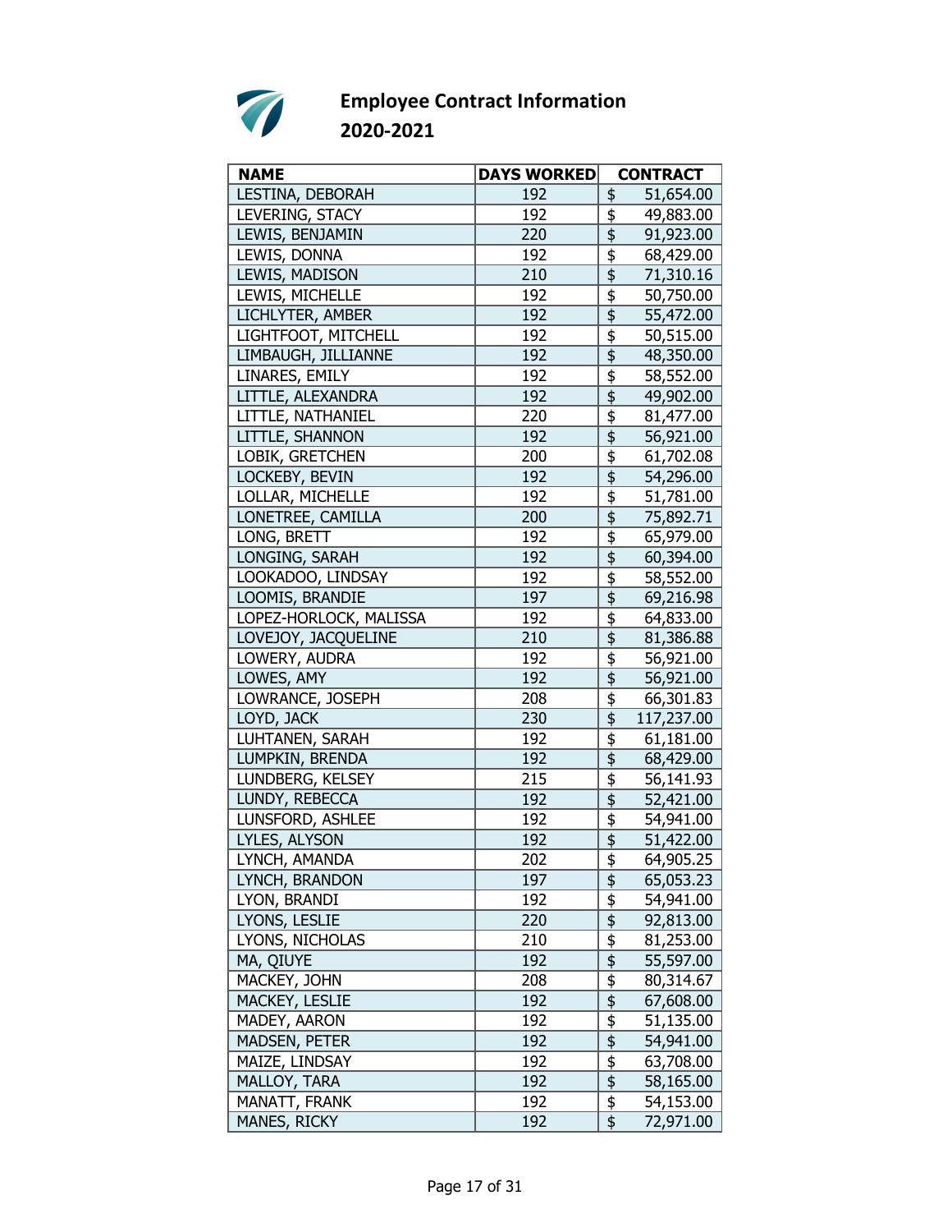## Employee Contract Information
## 2020-2021

| NAME | DAYS WORKED | CONTRACT |
|---|---|---|
| LESTINA, DEBORAH | 192 | $ 51,654.00 |
| LEVERING, STACY | 192 | $ 49,883.00 |
| LEWIS, BENJAMIN | 220 | $ 91,923.00 |
| LEWIS, DONNA | 192 | $ 68,429.00 |
| LEWIS, MADISON | 210 | $ 71,310.16 |
| LEWIS, MICHELLE | 192 | $ 50,750.00 |
| LICHLYTER, AMBER | 192 | $ 55,472.00 |
| LIGHTFOOT, MITCHELL | 192 | $ 50,515.00 |
| LIMBAUGH, JILLIANNE | 192 | $ 48,350.00 |
| LINARES, EMILY | 192 | $ 58,552.00 |
| LITTLE, ALEXANDRA | 192 | $ 49,902.00 |
| LITTLE, NATHANIEL | 220 | $ 81,477.00 |
| LITTLE, SHANNON | 192 | $ 56,921.00 |
| LOBIK, GRETCHEN | 200 | $ 61,702.08 |
| LOCKEBY, BEVIN | 192 | $ 54,296.00 |
| LOLLAR, MICHELLE | 192 | $ 51,781.00 |
| LONETREE, CAMILLA | 200 | $ 75,892.71 |
| LONG, BRETT | 192 | $ 65,979.00 |
| LONGING, SARAH | 192 | $ 60,394.00 |
| LOOKADOO, LINDSAY | 192 | $ 58,552.00 |
| LOOMIS, BRANDIE | 197 | $ 69,216.98 |
| LOPEZ-HORLOCK, MALISSA | 192 | $ 64,833.00 |
| LOVEJOY, JACQUELINE | 210 | $ 81,386.88 |
| LOWERY, AUDRA | 192 | $ 56,921.00 |
| LOWES, AMY | 192 | $ 56,921.00 |
| LOWRANCE, JOSEPH | 208 | $ 66,301.83 |
| LOYD, JACK | 230 | $ 117,237.00 |
| LUHTANEN, SARAH | 192 | $ 61,181.00 |
| LUMPKIN, BRENDA | 192 | $ 68,429.00 |
| LUNDBERG, KELSEY | 215 | $ 56,141.93 |
| LUNDY, REBECCA | 192 | $ 52,421.00 |
| LUNSFORD, ASHLEE | 192 | $ 54,941.00 |
| LYLES, ALYSON | 192 | $ 51,422.00 |
| LYNCH, AMANDA | 202 | $ 64,905.25 |
| LYNCH, BRANDON | 197 | $ 65,053.23 |
| LYON, BRANDI | 192 | $ 54,941.00 |
| LYONS, LESLIE | 220 | $ 92,813.00 |
| LYONS, NICHOLAS | 210 | $ 81,253.00 |
| MA, QIUYE | 192 | $ 55,597.00 |
| MACKEY, JOHN | 208 | $ 80,314.67 |
| MACKEY, LESLIE | 192 | $ 67,608.00 |
| MADEY, AARON | 192 | $ 51,135.00 |
| MADSEN, PETER | 192 | $ 54,941.00 |
| MAIZE, LINDSAY | 192 | $ 63,708.00 |
| MALLOY, TARA | 192 | $ 58,165.00 |
| MANATT, FRANK | 192 | $ 54,153.00 |
| MANES, RICKY | 192 | $ 72,971.00 |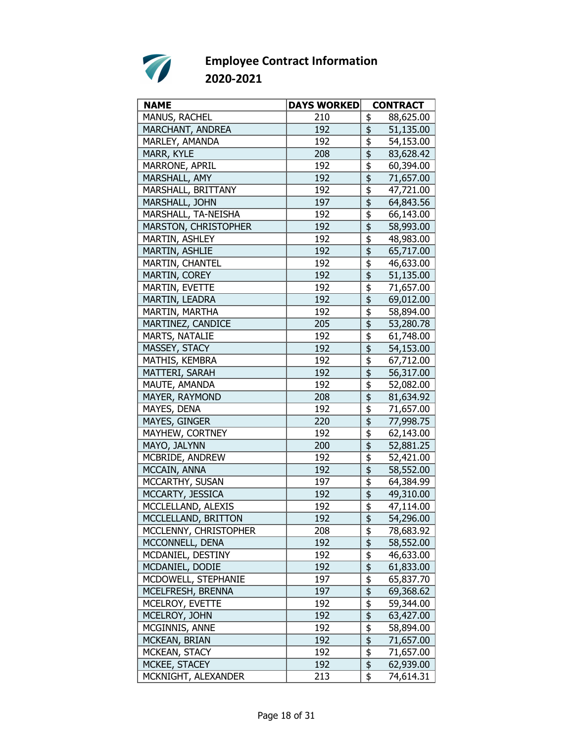# Employee Contract Information 2020-2021

| NAME | DAYS WORKED | CONTRACT |
|---|---|---|
| MANUS, RACHEL | 210 | $ 88,625.00 |
| MARCHANT, ANDREA | 192 | $ 51,135.00 |
| MARLEY, AMANDA | 192 | $ 54,153.00 |
| MARR, KYLE | 208 | $ 83,628.42 |
| MARRONE, APRIL | 192 | $ 60,394.00 |
| MARSHALL, AMY | 192 | $ 71,657.00 |
| MARSHALL, BRITTANY | 192 | $ 47,721.00 |
| MARSHALL, JOHN | 197 | $ 64,843.56 |
| MARSHALL, TA-NEISHA | 192 | $ 66,143.00 |
| MARSTON, CHRISTOPHER | 192 | $ 58,993.00 |
| MARTIN, ASHLEY | 192 | $ 48,983.00 |
| MARTIN, ASHLIE | 192 | $ 65,717.00 |
| MARTIN, CHANTEL | 192 | $ 46,633.00 |
| MARTIN, COREY | 192 | $ 51,135.00 |
| MARTIN, EVETTE | 192 | $ 71,657.00 |
| MARTIN, LEADRA | 192 | $ 69,012.00 |
| MARTIN, MARTHA | 192 | $ 58,894.00 |
| MARTINEZ, CANDICE | 205 | $ 53,280.78 |
| MARTS, NATALIE | 192 | $ 61,748.00 |
| MASSEY, STACY | 192 | $ 54,153.00 |
| MATHIS, KEMBRA | 192 | $ 67,712.00 |
| MATTERI, SARAH | 192 | $ 56,317.00 |
| MAUTE, AMANDA | 192 | $ 52,082.00 |
| MAYER, RAYMOND | 208 | $ 81,634.92 |
| MAYES, DENA | 192 | $ 71,657.00 |
| MAYES, GINGER | 220 | $ 77,998.75 |
| MAYHEW, CORTNEY | 192 | $ 62,143.00 |
| MAYO, JALYNN | 200 | $ 52,881.25 |
| MCBRIDE, ANDREW | 192 | $ 52,421.00 |
| MCCAIN, ANNA | 192 | $ 58,552.00 |
| MCCARTHY, SUSAN | 197 | $ 64,384.99 |
| MCCARTY, JESSICA | 192 | $ 49,310.00 |
| MCCLELLAND, ALEXIS | 192 | $ 47,114.00 |
| MCCLELLAND, BRITTON | 192 | $ 54,296.00 |
| MCCLENNY, CHRISTOPHER | 208 | $ 78,683.92 |
| MCCONNELL, DENA | 192 | $ 58,552.00 |
| MCDANIEL, DESTINY | 192 | $ 46,633.00 |
| MCDANIEL, DODIE | 192 | $ 61,833.00 |
| MCDOWELL, STEPHANIE | 197 | $ 65,837.70 |
| MCELFRESH, BRENNA | 197 | $ 69,368.62 |
| MCELROY, EVETTE | 192 | $ 59,344.00 |
| MCELROY, JOHN | 192 | $ 63,427.00 |
| MCGINNIS, ANNE | 192 | $ 58,894.00 |
| MCKEAN, BRIAN | 192 | $ 71,657.00 |
| MCKEAN, STACY | 192 | $ 71,657.00 |
| MCKEE, STACEY | 192 | $ 62,939.00 |
| MCKNIGHT, ALEXANDER | 213 | $ 74,614.31 |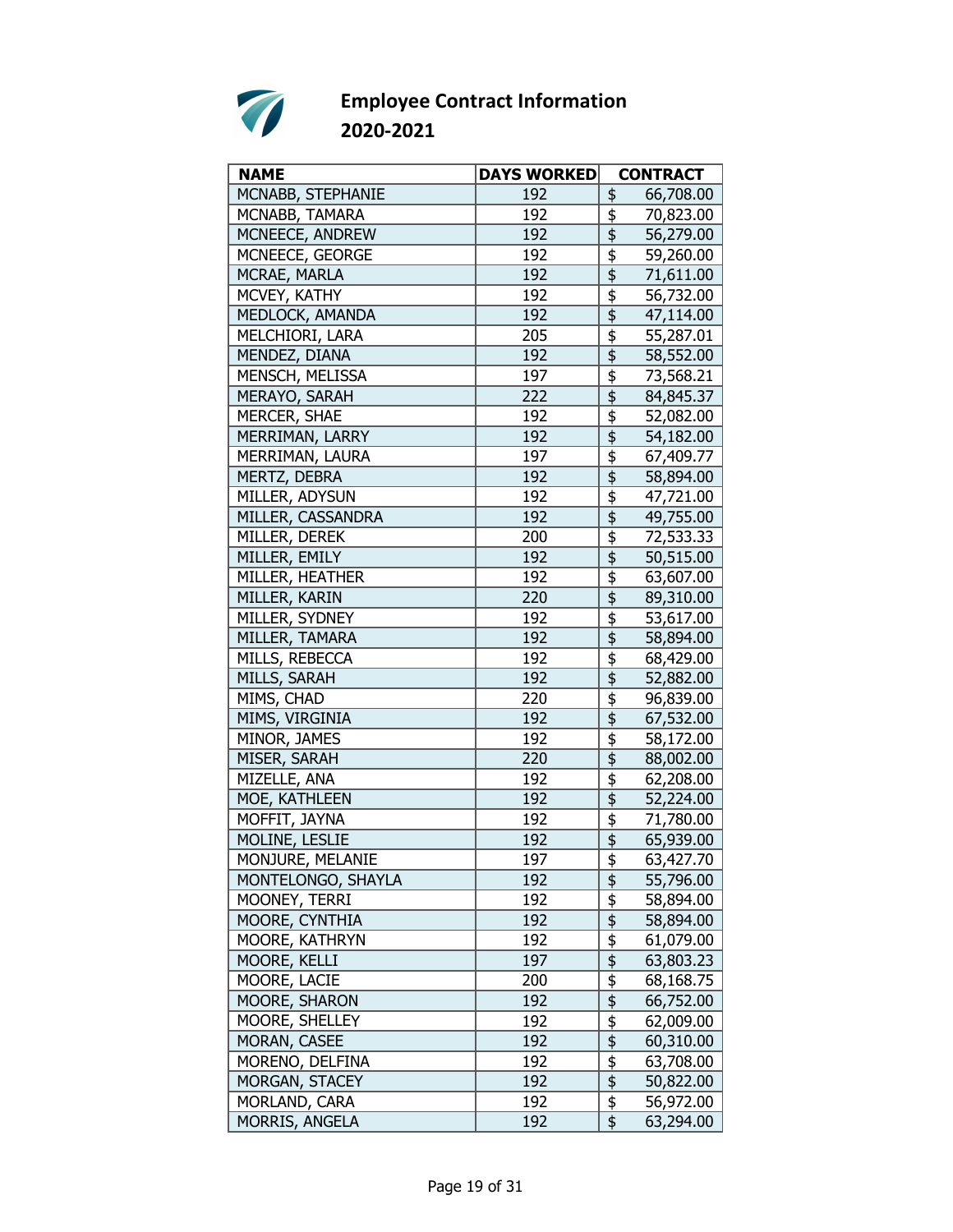# Employee Contract Information
## 2020-2021

| NAME | DAYS WORKED | CONTRACT |
|---|---|---|
| MCNABB, STEPHANIE | 192 | $ 66,708.00 |
| MCNABB, TAMARA | 192 | $ 70,823.00 |
| MCNEECE, ANDREW | 192 | $ 56,279.00 |
| MCNEECE, GEORGE | 192 | $ 59,260.00 |
| MCRAE, MARLA | 192 | $ 71,611.00 |
| MCVEY, KATHY | 192 | $ 56,732.00 |
| MEDLOCK, AMANDA | 192 | $ 47,114.00 |
| MELCHIORI, LARA | 205 | $ 55,287.01 |
| MENDEZ, DIANA | 192 | $ 58,552.00 |
| MENSCH, MELISSA | 197 | $ 73,568.21 |
| MERAYO, SARAH | 222 | $ 84,845.37 |
| MERCER, SHAE | 192 | $ 52,082.00 |
| MERRIMAN, LARRY | 192 | $ 54,182.00 |
| MERRIMAN, LAURA | 197 | $ 67,409.77 |
| MERTZ, DEBRA | 192 | $ 58,894.00 |
| MILLER, ADYSUN | 192 | $ 47,721.00 |
| MILLER, CASSANDRA | 192 | $ 49,755.00 |
| MILLER, DEREK | 200 | $ 72,533.33 |
| MILLER, EMILY | 192 | $ 50,515.00 |
| MILLER, HEATHER | 192 | $ 63,607.00 |
| MILLER, KARIN | 220 | $ 89,310.00 |
| MILLER, SYDNEY | 192 | $ 53,617.00 |
| MILLER, TAMARA | 192 | $ 58,894.00 |
| MILLS, REBECCA | 192 | $ 68,429.00 |
| MILLS, SARAH | 192 | $ 52,882.00 |
| MIMS, CHAD | 220 | $ 96,839.00 |
| MIMS, VIRGINIA | 192 | $ 67,532.00 |
| MINOR, JAMES | 192 | $ 58,172.00 |
| MISER, SARAH | 220 | $ 88,002.00 |
| MIZELLE, ANA | 192 | $ 62,208.00 |
| MOE, KATHLEEN | 192 | $ 52,224.00 |
| MOFFIT, JAYNA | 192 | $ 71,780.00 |
| MOLINE, LESLIE | 192 | $ 65,939.00 |
| MONJURE, MELANIE | 197 | $ 63,427.70 |
| MONTELONGO, SHAYLA | 192 | $ 55,796.00 |
| MOONEY, TERRI | 192 | $ 58,894.00 |
| MOORE, CYNTHIA | 192 | $ 58,894.00 |
| MOORE, KATHRYN | 192 | $ 61,079.00 |
| MOORE, KELLI | 197 | $ 63,803.23 |
| MOORE, LACIE | 200 | $ 68,168.75 |
| MOORE, SHARON | 192 | $ 66,752.00 |
| MOORE, SHELLEY | 192 | $ 62,009.00 |
| MORAN, CASEE | 192 | $ 60,310.00 |
| MORENO, DELFINA | 192 | $ 63,708.00 |
| MORGAN, STACEY | 192 | $ 50,822.00 |
| MORLAND, CARA | 192 | $ 56,972.00 |
| MORRIS, ANGELA | 192 | $ 63,294.00 |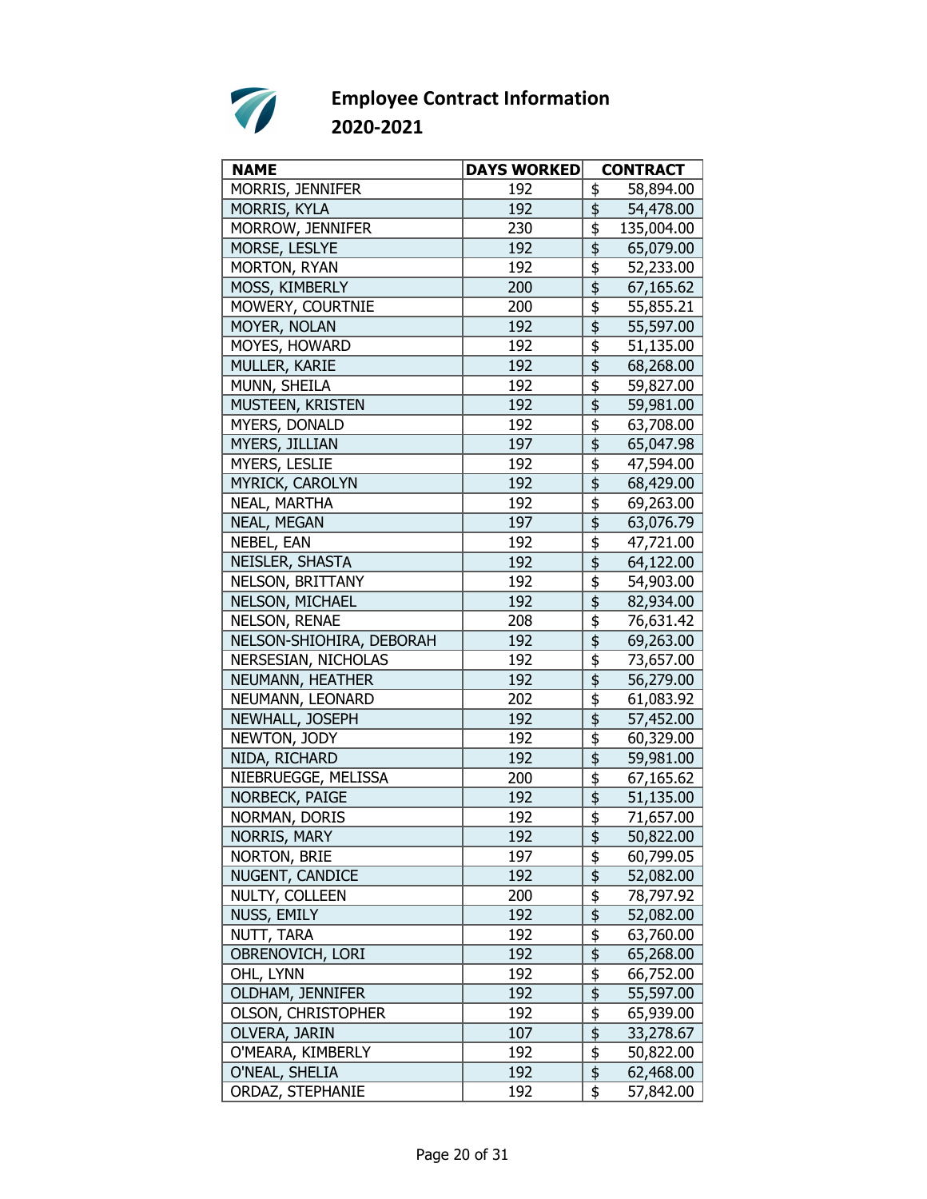# Employee Contract Information
## 2020-2021

| NAME | DAYS WORKED | CONTRACT |
|---|---|---|
| MORRIS, JENNIFER | 192 | $ 58,894.00 |
| MORRIS, KYLA | 192 | $ 54,478.00 |
| MORROW, JENNIFER | 230 | $ 135,004.00 |
| MORSE, LESLYE | 192 | $ 65,079.00 |
| MORTON, RYAN | 192 | $ 52,233.00 |
| MOSS, KIMBERLY | 200 | $ 67,165.62 |
| MOWERY, COURTNIE | 200 | $ 55,855.21 |
| MOYER, NOLAN | 192 | $ 55,597.00 |
| MOYES, HOWARD | 192 | $ 51,135.00 |
| MULLER, KARIE | 192 | $ 68,268.00 |
| MUNN, SHEILA | 192 | $ 59,827.00 |
| MUSTEEN, KRISTEN | 192 | $ 59,981.00 |
| MYERS, DONALD | 192 | $ 63,708.00 |
| MYERS, JILLIAN | 197 | $ 65,047.98 |
| MYERS, LESLIE | 192 | $ 47,594.00 |
| MYRICK, CAROLYN | 192 | $ 68,429.00 |
| NEAL, MARTHA | 192 | $ 69,263.00 |
| NEAL, MEGAN | 197 | $ 63,076.79 |
| NEBEL, EAN | 192 | $ 47,721.00 |
| NEISLER, SHASTA | 192 | $ 64,122.00 |
| NELSON, BRITTANY | 192 | $ 54,903.00 |
| NELSON, MICHAEL | 192 | $ 82,934.00 |
| NELSON, RENAE | 208 | $ 76,631.42 |
| NELSON-SHIOHIRA, DEBORAH | 192 | $ 69,263.00 |
| NERSESIAN, NICHOLAS | 192 | $ 73,657.00 |
| NEUMANN, HEATHER | 192 | $ 56,279.00 |
| NEUMANN, LEONARD | 202 | $ 61,083.92 |
| NEWHALL, JOSEPH | 192 | $ 57,452.00 |
| NEWTON, JODY | 192 | $ 60,329.00 |
| NIDA, RICHARD | 192 | $ 59,981.00 |
| NIEBRUEGGE, MELISSA | 200 | $ 67,165.62 |
| NORBECK, PAIGE | 192 | $ 51,135.00 |
| NORMAN, DORIS | 192 | $ 71,657.00 |
| NORRIS, MARY | 192 | $ 50,822.00 |
| NORTON, BRIE | 197 | $ 60,799.05 |
| NUGENT, CANDICE | 192 | $ 52,082.00 |
| NULTY, COLLEEN | 200 | $ 78,797.92 |
| NUSS, EMILY | 192 | $ 52,082.00 |
| NUTT, TARA | 192 | $ 63,760.00 |
| OBRENOVICH, LORI | 192 | $ 65,268.00 |
| OHL, LYNN | 192 | $ 66,752.00 |
| OLDHAM, JENNIFER | 192 | $ 55,597.00 |
| OLSON, CHRISTOPHER | 192 | $ 65,939.00 |
| OLVERA, JARIN | 107 | $ 33,278.67 |
| O'MEARA, KIMBERLY | 192 | $ 50,822.00 |
| O'NEAL, SHELIA | 192 | $ 62,468.00 |
| ORDAZ, STEPHANIE | 192 | $ 57,842.00 |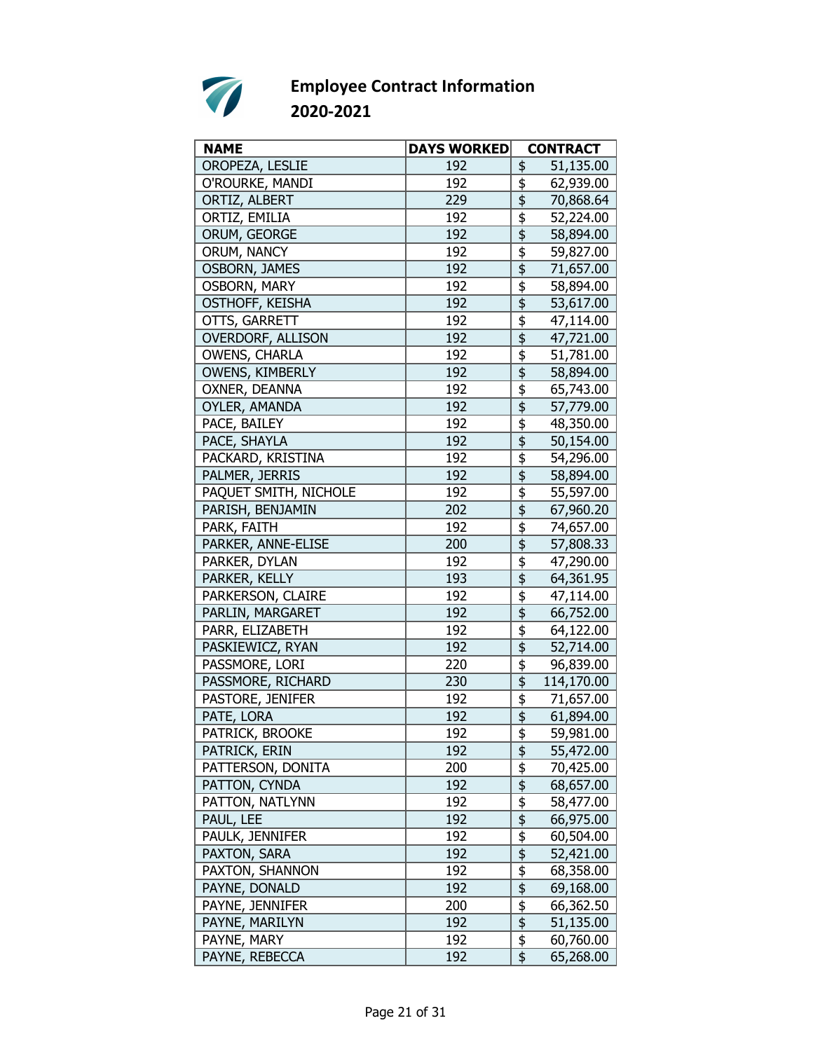# Employee Contract Information
## 2020-2021

| NAME | DAYS WORKED | CONTRACT |
|---|---|---|
| OROPEZA, LESLIE | 192 | $ 51,135.00 |
| O'ROURKE, MANDI | 192 | $ 62,939.00 |
| ORTIZ, ALBERT | 229 | $ 70,868.64 |
| ORTIZ, EMILIA | 192 | $ 52,224.00 |
| ORUM, GEORGE | 192 | $ 58,894.00 |
| ORUM, NANCY | 192 | $ 59,827.00 |
| OSBORN, JAMES | 192 | $ 71,657.00 |
| OSBORN, MARY | 192 | $ 58,894.00 |
| OSTHOFF, KEISHA | 192 | $ 53,617.00 |
| OTTS, GARRETT | 192 | $ 47,114.00 |
| OVERDORF, ALLISON | 192 | $ 47,721.00 |
| OWENS, CHARLA | 192 | $ 51,781.00 |
| OWENS, KIMBERLY | 192 | $ 58,894.00 |
| OXNER, DEANNA | 192 | $ 65,743.00 |
| OYLER, AMANDA | 192 | $ 57,779.00 |
| PACE, BAILEY | 192 | $ 48,350.00 |
| PACE, SHAYLA | 192 | $ 50,154.00 |
| PACKARD, KRISTINA | 192 | $ 54,296.00 |
| PALMER, JERRIS | 192 | $ 58,894.00 |
| PAQUET SMITH, NICHOLE | 192 | $ 55,597.00 |
| PARISH, BENJAMIN | 202 | $ 67,960.20 |
| PARK, FAITH | 192 | $ 74,657.00 |
| PARKER, ANNE-ELISE | 200 | $ 57,808.33 |
| PARKER, DYLAN | 192 | $ 47,290.00 |
| PARKER, KELLY | 193 | $ 64,361.95 |
| PARKERSON, CLAIRE | 192 | $ 47,114.00 |
| PARLIN, MARGARET | 192 | $ 66,752.00 |
| PARR, ELIZABETH | 192 | $ 64,122.00 |
| PASKIEWICZ, RYAN | 192 | $ 52,714.00 |
| PASSMORE, LORI | 220 | $ 96,839.00 |
| PASSMORE, RICHARD | 230 | $ 114,170.00 |
| PASTORE, JENIFER | 192 | $ 71,657.00 |
| PATE, LORA | 192 | $ 61,894.00 |
| PATRICK, BROOKE | 192 | $ 59,981.00 |
| PATRICK, ERIN | 192 | $ 55,472.00 |
| PATTERSON, DONITA | 200 | $ 70,425.00 |
| PATTON, CYNDA | 192 | $ 68,657.00 |
| PATTON, NATLYNN | 192 | $ 58,477.00 |
| PAUL, LEE | 192 | $ 66,975.00 |
| PAULK, JENNIFER | 192 | $ 60,504.00 |
| PAXTON, SARA | 192 | $ 52,421.00 |
| PAXTON, SHANNON | 192 | $ 68,358.00 |
| PAYNE, DONALD | 192 | $ 69,168.00 |
| PAYNE, JENNIFER | 200 | $ 66,362.50 |
| PAYNE, MARILYN | 192 | $ 51,135.00 |
| PAYNE, MARY | 192 | $ 60,760.00 |
| PAYNE, REBECCA | 192 | $ 65,268.00 |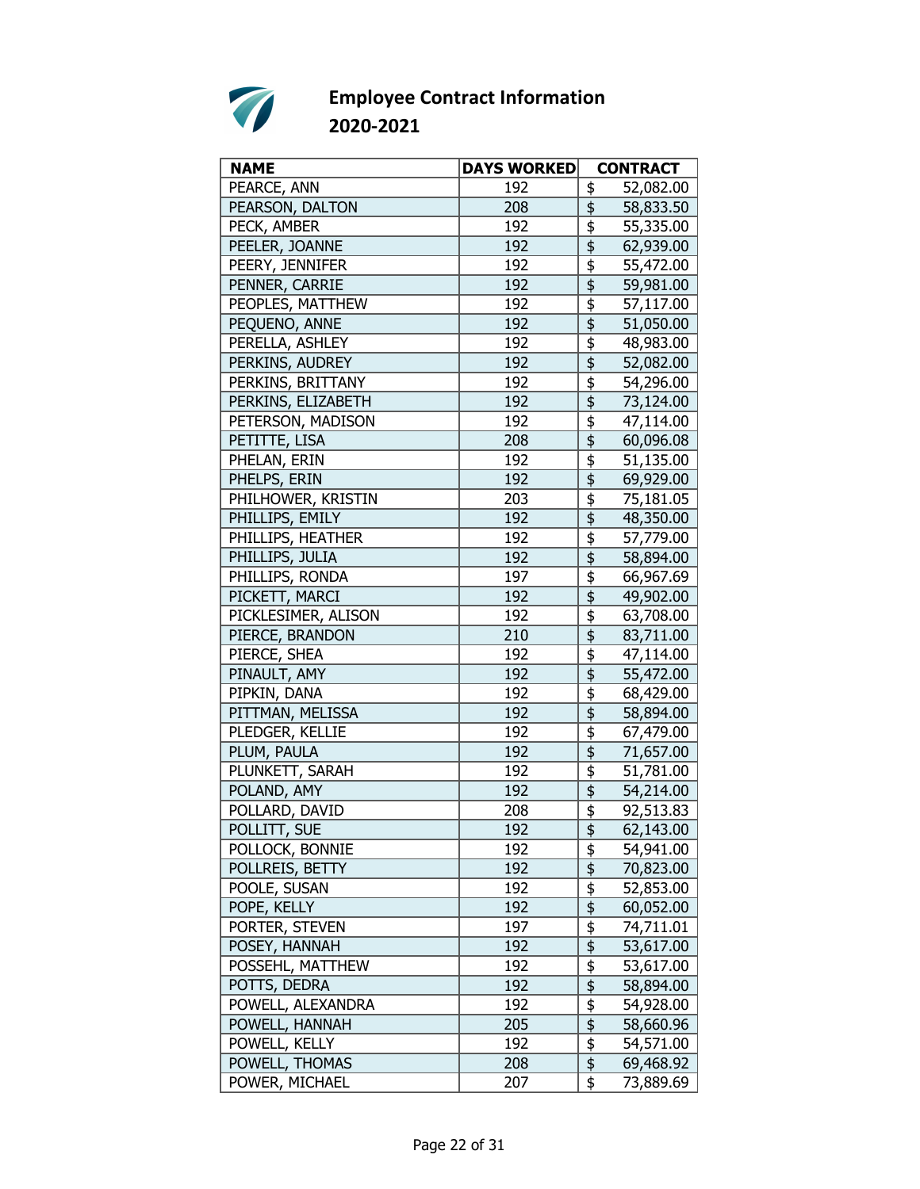# Employee Contract Information 2020-2021

| NAME | DAYS WORKED | CONTRACT |
|---|---|---|
| PEARCE, ANN | 192 | $ 52,082.00 |
| PEARSON, DALTON | 208 | $ 58,833.50 |
| PECK, AMBER | 192 | $ 55,335.00 |
| PEELER, JOANNE | 192 | $ 62,939.00 |
| PEERY, JENNIFER | 192 | $ 55,472.00 |
| PENNER, CARRIE | 192 | $ 59,981.00 |
| PEOPLES, MATTHEW | 192 | $ 57,117.00 |
| PEQUENO, ANNE | 192 | $ 51,050.00 |
| PERELLA, ASHLEY | 192 | $ 48,983.00 |
| PERKINS, AUDREY | 192 | $ 52,082.00 |
| PERKINS, BRITTANY | 192 | $ 54,296.00 |
| PERKINS, ELIZABETH | 192 | $ 73,124.00 |
| PETERSON, MADISON | 192 | $ 47,114.00 |
| PETITTE, LISA | 208 | $ 60,096.08 |
| PHELAN, ERIN | 192 | $ 51,135.00 |
| PHELPS, ERIN | 192 | $ 69,929.00 |
| PHILHOWER, KRISTIN | 203 | $ 75,181.05 |
| PHILLIPS, EMILY | 192 | $ 48,350.00 |
| PHILLIPS, HEATHER | 192 | $ 57,779.00 |
| PHILLIPS, JULIA | 192 | $ 58,894.00 |
| PHILLIPS, RONDA | 197 | $ 66,967.69 |
| PICKETT, MARCI | 192 | $ 49,902.00 |
| PICKLESIMER, ALISON | 192 | $ 63,708.00 |
| PIERCE, BRANDON | 210 | $ 83,711.00 |
| PIERCE, SHEA | 192 | $ 47,114.00 |
| PINAULT, AMY | 192 | $ 55,472.00 |
| PIPKIN, DANA | 192 | $ 68,429.00 |
| PITTMAN, MELISSA | 192 | $ 58,894.00 |
| PLEDGER, KELLIE | 192 | $ 67,479.00 |
| PLUM, PAULA | 192 | $ 71,657.00 |
| PLUNKETT, SARAH | 192 | $ 51,781.00 |
| POLAND, AMY | 192 | $ 54,214.00 |
| POLLARD, DAVID | 208 | $ 92,513.83 |
| POLLITT, SUE | 192 | $ 62,143.00 |
| POLLOCK, BONNIE | 192 | $ 54,941.00 |
| POLLREIS, BETTY | 192 | $ 70,823.00 |
| POOLE, SUSAN | 192 | $ 52,853.00 |
| POPE, KELLY | 192 | $ 60,052.00 |
| PORTER, STEVEN | 197 | $ 74,711.01 |
| POSEY, HANNAH | 192 | $ 53,617.00 |
| POSSEHL, MATTHEW | 192 | $ 53,617.00 |
| POTTS, DEDRA | 192 | $ 58,894.00 |
| POWELL, ALEXANDRA | 192 | $ 54,928.00 |
| POWELL, HANNAH | 205 | $ 58,660.96 |
| POWELL, KELLY | 192 | $ 54,571.00 |
| POWELL, THOMAS | 208 | $ 69,468.92 |
| POWER, MICHAEL | 207 | $ 73,889.69 |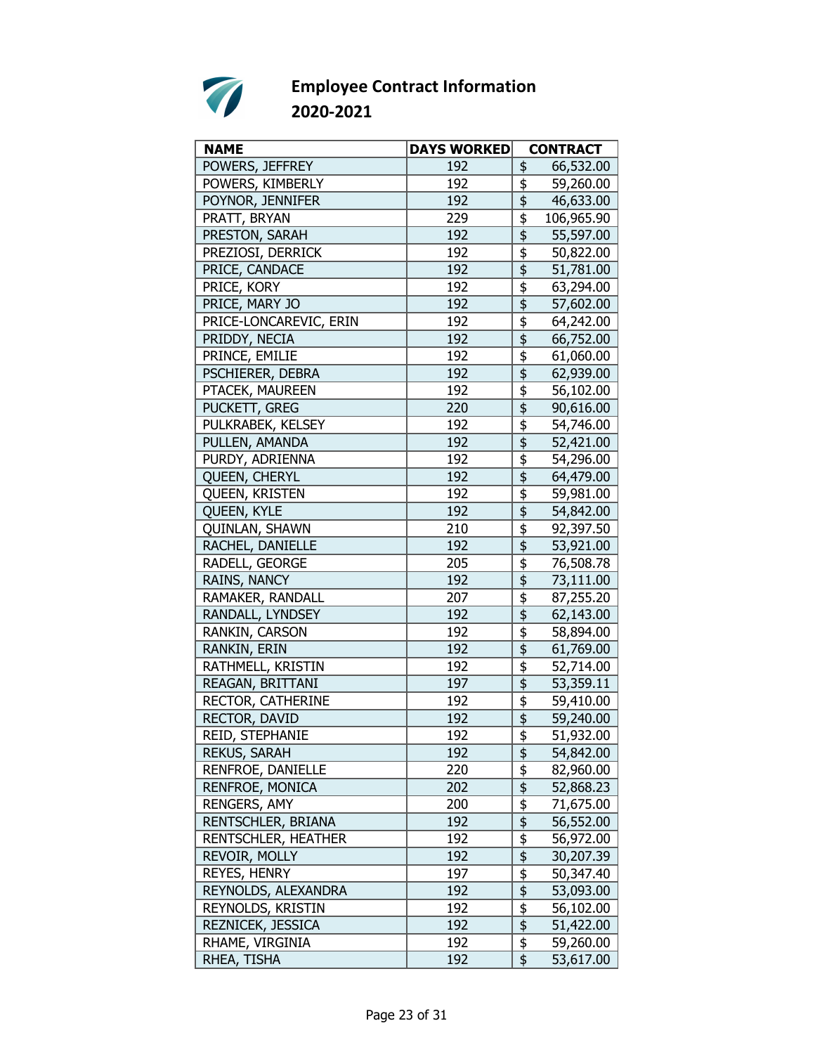# Employee Contract Information
## 2020-2021

| NAME | DAYS WORKED | CONTRACT |
|---|---|---|
| POWERS, JEFFREY | 192 | $ 66,532.00 |
| POWERS, KIMBERLY | 192 | $ 59,260.00 |
| POYNOR, JENNIFER | 192 | $ 46,633.00 |
| PRATT, BRYAN | 229 | $ 106,965.90 |
| PRESTON, SARAH | 192 | $ 55,597.00 |
| PREZIOSI, DERRICK | 192 | $ 50,822.00 |
| PRICE, CANDACE | 192 | $ 51,781.00 |
| PRICE, KORY | 192 | $ 63,294.00 |
| PRICE, MARY JO | 192 | $ 57,602.00 |
| PRICE-LONCAREVIC, ERIN | 192 | $ 64,242.00 |
| PRIDDY, NECIA | 192 | $ 66,752.00 |
| PRINCE, EMILIE | 192 | $ 61,060.00 |
| PSCHIERER, DEBRA | 192 | $ 62,939.00 |
| PTACEK, MAUREEN | 192 | $ 56,102.00 |
| PUCKETT, GREG | 220 | $ 90,616.00 |
| PULKRABEK, KELSEY | 192 | $ 54,746.00 |
| PULLEN, AMANDA | 192 | $ 52,421.00 |
| PURDY, ADRIENNA | 192 | $ 54,296.00 |
| QUEEN, CHERYL | 192 | $ 64,479.00 |
| QUEEN, KRISTEN | 192 | $ 59,981.00 |
| QUEEN, KYLE | 192 | $ 54,842.00 |
| QUINLAN, SHAWN | 210 | $ 92,397.50 |
| RACHEL, DANIELLE | 192 | $ 53,921.00 |
| RADELL, GEORGE | 205 | $ 76,508.78 |
| RAINS, NANCY | 192 | $ 73,111.00 |
| RAMAKER, RANDALL | 207 | $ 87,255.20 |
| RANDALL, LYNDSEY | 192 | $ 62,143.00 |
| RANKIN, CARSON | 192 | $ 58,894.00 |
| RANKIN, ERIN | 192 | $ 61,769.00 |
| RATHMELL, KRISTIN | 192 | $ 52,714.00 |
| REAGAN, BRITTANI | 197 | $ 53,359.11 |
| RECTOR, CATHERINE | 192 | $ 59,410.00 |
| RECTOR, DAVID | 192 | $ 59,240.00 |
| REID, STEPHANIE | 192 | $ 51,932.00 |
| REKUS, SARAH | 192 | $ 54,842.00 |
| RENFROE, DANIELLE | 220 | $ 82,960.00 |
| RENFROE, MONICA | 202 | $ 52,868.23 |
| RENGERS, AMY | 200 | $ 71,675.00 |
| RENTSCHLER, BRIANA | 192 | $ 56,552.00 |
| RENTSCHLER, HEATHER | 192 | $ 56,972.00 |
| REVOIR, MOLLY | 192 | $ 30,207.39 |
| REYES, HENRY | 197 | $ 50,347.40 |
| REYNOLDS, ALEXANDRA | 192 | $ 53,093.00 |
| REYNOLDS, KRISTIN | 192 | $ 56,102.00 |
| REZNICEK, JESSICA | 192 | $ 51,422.00 |
| RHAME, VIRGINIA | 192 | $ 59,260.00 |
| RHEA, TISHA | 192 | $ 53,617.00 |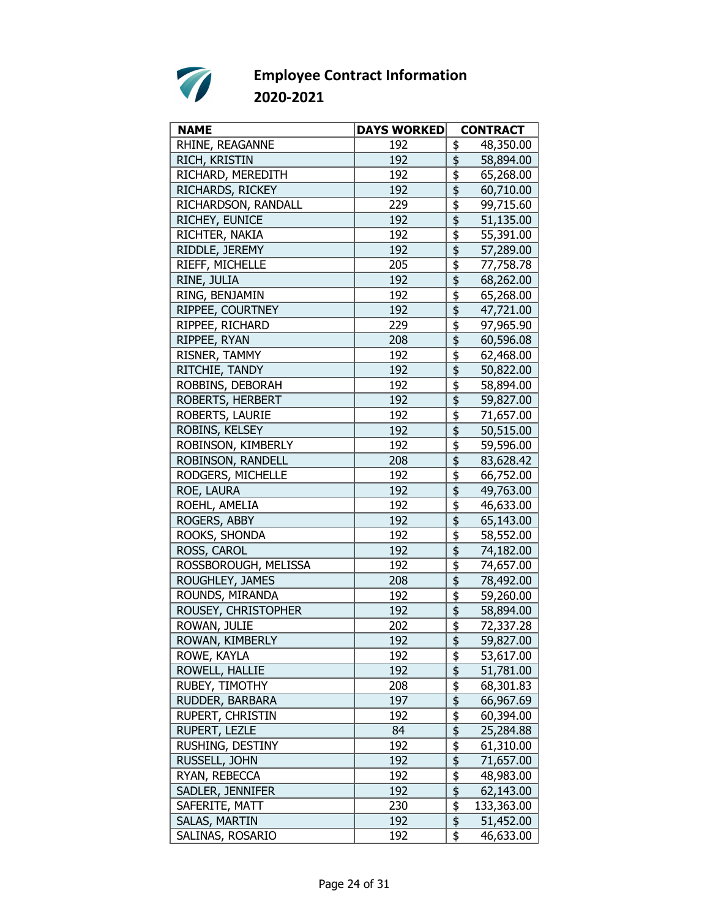# Employee Contract Information
## 2020-2021

| NAME | DAYS WORKED | CONTRACT |
|---|---|---|
| RHINE, REAGANNE | 192 | $ 48,350.00 |
| RICH, KRISTIN | 192 | $ 58,894.00 |
| RICHARD, MEREDITH | 192 | $ 65,268.00 |
| RICHARDS, RICKEY | 192 | $ 60,710.00 |
| RICHARDSON, RANDALL | 229 | $ 99,715.60 |
| RICHEY, EUNICE | 192 | $ 51,135.00 |
| RICHTER, NAKIA | 192 | $ 55,391.00 |
| RIDDLE, JEREMY | 192 | $ 57,289.00 |
| RIEFF, MICHELLE | 205 | $ 77,758.78 |
| RINE, JULIA | 192 | $ 68,262.00 |
| RING, BENJAMIN | 192 | $ 65,268.00 |
| RIPPEE, COURTNEY | 192 | $ 47,721.00 |
| RIPPEE, RICHARD | 229 | $ 97,965.90 |
| RIPPEE, RYAN | 208 | $ 60,596.08 |
| RISNER, TAMMY | 192 | $ 62,468.00 |
| RITCHIE, TANDY | 192 | $ 50,822.00 |
| ROBBINS, DEBORAH | 192 | $ 58,894.00 |
| ROBERTS, HERBERT | 192 | $ 59,827.00 |
| ROBERTS, LAURIE | 192 | $ 71,657.00 |
| ROBINS, KELSEY | 192 | $ 50,515.00 |
| ROBINSON, KIMBERLY | 192 | $ 59,596.00 |
| ROBINSON, RANDELL | 208 | $ 83,628.42 |
| RODGERS, MICHELLE | 192 | $ 66,752.00 |
| ROE, LAURA | 192 | $ 49,763.00 |
| ROEHL, AMELIA | 192 | $ 46,633.00 |
| ROGERS, ABBY | 192 | $ 65,143.00 |
| ROOKS, SHONDA | 192 | $ 58,552.00 |
| ROSS, CAROL | 192 | $ 74,182.00 |
| ROSSBOROUGH, MELISSA | 192 | $ 74,657.00 |
| ROUGHLEY, JAMES | 208 | $ 78,492.00 |
| ROUNDS, MIRANDA | 192 | $ 59,260.00 |
| ROUSEY, CHRISTOPHER | 192 | $ 58,894.00 |
| ROWAN, JULIE | 202 | $ 72,337.28 |
| ROWAN, KIMBERLY | 192 | $ 59,827.00 |
| ROWE, KAYLA | 192 | $ 53,617.00 |
| ROWELL, HALLIE | 192 | $ 51,781.00 |
| RUBEY, TIMOTHY | 208 | $ 68,301.83 |
| RUDDER, BARBARA | 197 | $ 66,967.69 |
| RUPERT, CHRISTIN | 192 | $ 60,394.00 |
| RUPERT, LEZLE | 84 | $ 25,284.88 |
| RUSHING, DESTINY | 192 | $ 61,310.00 |
| RUSSELL, JOHN | 192 | $ 71,657.00 |
| RYAN, REBECCA | 192 | $ 48,983.00 |
| SADLER, JENNIFER | 192 | $ 62,143.00 |
| SAFERITE, MATT | 230 | $ 133,363.00 |
| SALAS, MARTIN | 192 | $ 51,452.00 |
| SALINAS, ROSARIO | 192 | $ 46,633.00 |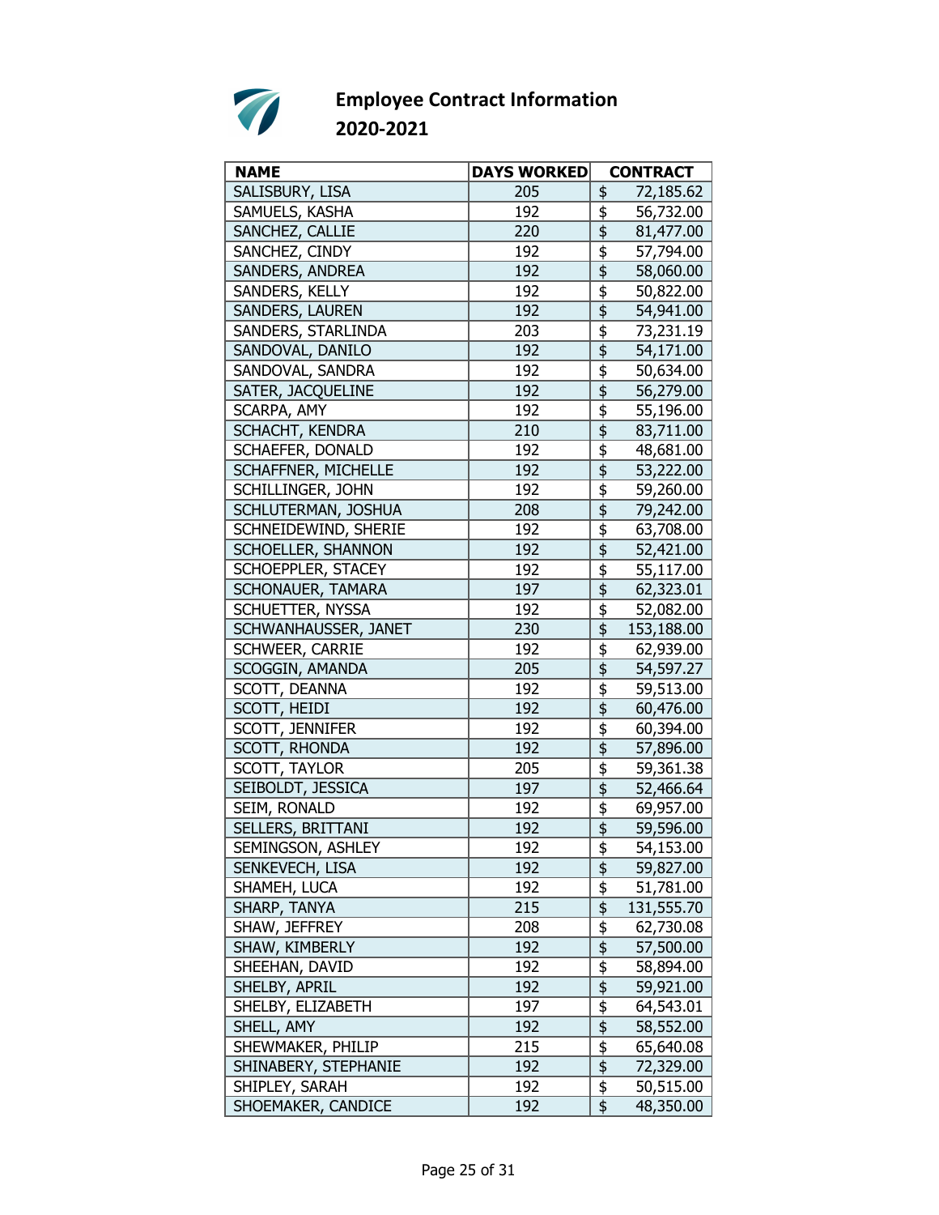# Employee Contract Information
## 2020-2021

| NAME | DAYS WORKED | CONTRACT |
|---|---|---|
| SALISBURY, LISA | 205 | $ 72,185.62 |
| SAMUELS, KASHA | 192 | $ 56,732.00 |
| SANCHEZ, CALLIE | 220 | $ 81,477.00 |
| SANCHEZ, CINDY | 192 | $ 57,794.00 |
| SANDERS, ANDREA | 192 | $ 58,060.00 |
| SANDERS, KELLY | 192 | $ 50,822.00 |
| SANDERS, LAUREN | 192 | $ 54,941.00 |
| SANDERS, STARLINDA | 203 | $ 73,231.19 |
| SANDOVAL, DANILO | 192 | $ 54,171.00 |
| SANDOVAL, SANDRA | 192 | $ 50,634.00 |
| SATER, JACQUELINE | 192 | $ 56,279.00 |
| SCARPA, AMY | 192 | $ 55,196.00 |
| SCHACHT, KENDRA | 210 | $ 83,711.00 |
| SCHAEFER, DONALD | 192 | $ 48,681.00 |
| SCHAFFNER, MICHELLE | 192 | $ 53,222.00 |
| SCHILLINGER, JOHN | 192 | $ 59,260.00 |
| SCHLUTERMAN, JOSHUA | 208 | $ 79,242.00 |
| SCHNEIDEWIND, SHERIE | 192 | $ 63,708.00 |
| SCHOELLER, SHANNON | 192 | $ 52,421.00 |
| SCHOEPPLER, STACEY | 192 | $ 55,117.00 |
| SCHONAUER, TAMARA | 197 | $ 62,323.01 |
| SCHUETTER, NYSSA | 192 | $ 52,082.00 |
| SCHWANHAUSSER, JANET | 230 | $ 153,188.00 |
| SCHWEER, CARRIE | 192 | $ 62,939.00 |
| SCOGGIN, AMANDA | 205 | $ 54,597.27 |
| SCOTT, DEANNA | 192 | $ 59,513.00 |
| SCOTT, HEIDI | 192 | $ 60,476.00 |
| SCOTT, JENNIFER | 192 | $ 60,394.00 |
| SCOTT, RHONDA | 192 | $ 57,896.00 |
| SCOTT, TAYLOR | 205 | $ 59,361.38 |
| SEIBOLDT, JESSICA | 197 | $ 52,466.64 |
| SEIM, RONALD | 192 | $ 69,957.00 |
| SELLERS, BRITTANI | 192 | $ 59,596.00 |
| SEMINGSON, ASHLEY | 192 | $ 54,153.00 |
| SENKEVECH, LISA | 192 | $ 59,827.00 |
| SHAMEH, LUCA | 192 | $ 51,781.00 |
| SHARP, TANYA | 215 | $ 131,555.70 |
| SHAW, JEFFREY | 208 | $ 62,730.08 |
| SHAW, KIMBERLY | 192 | $ 57,500.00 |
| SHEEHAN, DAVID | 192 | $ 58,894.00 |
| SHELBY, APRIL | 192 | $ 59,921.00 |
| SHELBY, ELIZABETH | 197 | $ 64,543.01 |
| SHELL, AMY | 192 | $ 58,552.00 |
| SHEWMAKER, PHILIP | 215 | $ 65,640.08 |
| SHINABERY, STEPHANIE | 192 | $ 72,329.00 |
| SHIPLEY, SARAH | 192 | $ 50,515.00 |
| SHOEMAKER, CANDICE | 192 | $ 48,350.00 |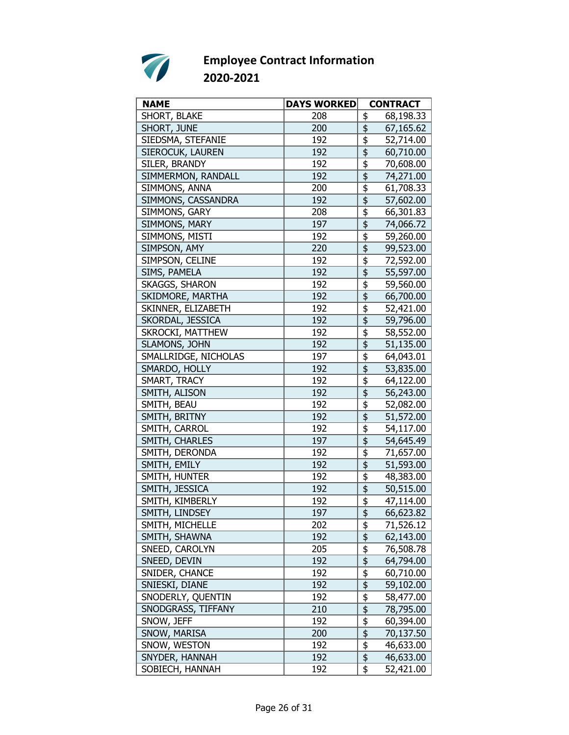# Employee Contract Information
## 2020-2021

| NAME | DAYS WORKED | CONTRACT |
|---|---|---|
| SHORT, BLAKE | 208 | $ 68,198.33 |
| SHORT, JUNE | 200 | $ 67,165.62 |
| SIEDSMA, STEFANIE | 192 | $ 52,714.00 |
| SIEROCUK, LAUREN | 192 | $ 60,710.00 |
| SILER, BRANDY | 192 | $ 70,608.00 |
| SIMMERMON, RANDALL | 192 | $ 74,271.00 |
| SIMMONS, ANNA | 200 | $ 61,708.33 |
| SIMMONS, CASSANDRA | 192 | $ 57,602.00 |
| SIMMONS, GARY | 208 | $ 66,301.83 |
| SIMMONS, MARY | 197 | $ 74,066.72 |
| SIMMONS, MISTI | 192 | $ 59,260.00 |
| SIMPSON, AMY | 220 | $ 99,523.00 |
| SIMPSON, CELINE | 192 | $ 72,592.00 |
| SIMS, PAMELA | 192 | $ 55,597.00 |
| SKAGGS, SHARON | 192 | $ 59,560.00 |
| SKIDMORE, MARTHA | 192 | $ 66,700.00 |
| SKINNER, ELIZABETH | 192 | $ 52,421.00 |
| SKORDAL, JESSICA | 192 | $ 59,796.00 |
| SKROCKI, MATTHEW | 192 | $ 58,552.00 |
| SLAMONS, JOHN | 192 | $ 51,135.00 |
| SMALLRIDGE, NICHOLAS | 197 | $ 64,043.01 |
| SMARDO, HOLLY | 192 | $ 53,835.00 |
| SMART, TRACY | 192 | $ 64,122.00 |
| SMITH, ALISON | 192 | $ 56,243.00 |
| SMITH, BEAU | 192 | $ 52,082.00 |
| SMITH, BRITNY | 192 | $ 51,572.00 |
| SMITH, CARROL | 192 | $ 54,117.00 |
| SMITH, CHARLES | 197 | $ 54,645.49 |
| SMITH, DERONDA | 192 | $ 71,657.00 |
| SMITH, EMILY | 192 | $ 51,593.00 |
| SMITH, HUNTER | 192 | $ 48,383.00 |
| SMITH, JESSICA | 192 | $ 50,515.00 |
| SMITH, KIMBERLY | 192 | $ 47,114.00 |
| SMITH, LINDSEY | 197 | $ 66,623.82 |
| SMITH, MICHELLE | 202 | $ 71,526.12 |
| SMITH, SHAWNA | 192 | $ 62,143.00 |
| SNEED, CAROLYN | 205 | $ 76,508.78 |
| SNEED, DEVIN | 192 | $ 64,794.00 |
| SNIDER, CHANCE | 192 | $ 60,710.00 |
| SNIESKI, DIANE | 192 | $ 59,102.00 |
| SNODERLY, QUENTIN | 192 | $ 58,477.00 |
| SNODGRASS, TIFFANY | 210 | $ 78,795.00 |
| SNOW, JEFF | 192 | $ 60,394.00 |
| SNOW, MARISA | 200 | $ 70,137.50 |
| SNOW, WESTON | 192 | $ 46,633.00 |
| SNYDER, HANNAH | 192 | $ 46,633.00 |
| SOBIECH, HANNAH | 192 | $ 52,421.00 |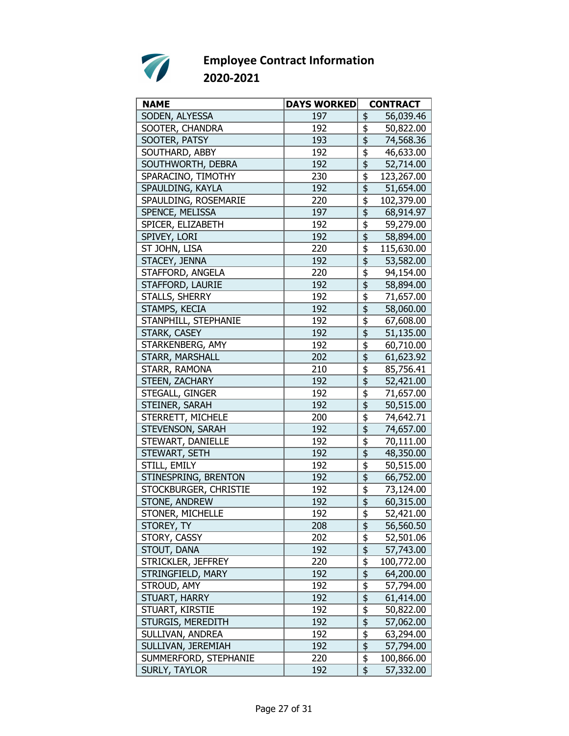# Employee Contract Information
## 2020-2021

| NAME | DAYS WORKED | CONTRACT |
|---|---|---|
| SODEN, ALYESSA | 197 | $ 56,039.46 |
| SOOTER, CHANDRA | 192 | $ 50,822.00 |
| SOOTER, PATSY | 193 | $ 74,568.36 |
| SOUTHARD, ABBY | 192 | $ 46,633.00 |
| SOUTHWORTH, DEBRA | 192 | $ 52,714.00 |
| SPARACINO, TIMOTHY | 230 | $ 123,267.00 |
| SPAULDING, KAYLA | 192 | $ 51,654.00 |
| SPAULDING, ROSEMARIE | 220 | $ 102,379.00 |
| SPENCE, MELISSA | 197 | $ 68,914.97 |
| SPICER, ELIZABETH | 192 | $ 59,279.00 |
| SPIVEY, LORI | 192 | $ 58,894.00 |
| ST JOHN, LISA | 220 | $ 115,630.00 |
| STACEY, JENNA | 192 | $ 53,582.00 |
| STAFFORD, ANGELA | 220 | $ 94,154.00 |
| STAFFORD, LAURIE | 192 | $ 58,894.00 |
| STALLS, SHERRY | 192 | $ 71,657.00 |
| STAMPS, KECIA | 192 | $ 58,060.00 |
| STANPHILL, STEPHANIE | 192 | $ 67,608.00 |
| STARK, CASEY | 192 | $ 51,135.00 |
| STARKENBERG, AMY | 192 | $ 60,710.00 |
| STARR, MARSHALL | 202 | $ 61,623.92 |
| STARR, RAMONA | 210 | $ 85,756.41 |
| STEEN, ZACHARY | 192 | $ 52,421.00 |
| STEGALL, GINGER | 192 | $ 71,657.00 |
| STEINER, SARAH | 192 | $ 50,515.00 |
| STERRETT, MICHELE | 200 | $ 74,642.71 |
| STEVENSON, SARAH | 192 | $ 74,657.00 |
| STEWART, DANIELLE | 192 | $ 70,111.00 |
| STEWART, SETH | 192 | $ 48,350.00 |
| STILL, EMILY | 192 | $ 50,515.00 |
| STINESPRING, BRENTON | 192 | $ 66,752.00 |
| STOCKBURGER, CHRISTIE | 192 | $ 73,124.00 |
| STONE, ANDREW | 192 | $ 60,315.00 |
| STONER, MICHELLE | 192 | $ 52,421.00 |
| STOREY, TY | 208 | $ 56,560.50 |
| STORY, CASSY | 202 | $ 52,501.06 |
| STOUT, DANA | 192 | $ 57,743.00 |
| STRICKLER, JEFFREY | 220 | $ 100,772.00 |
| STRINGFIELD, MARY | 192 | $ 64,200.00 |
| STROUD, AMY | 192 | $ 57,794.00 |
| STUART, HARRY | 192 | $ 61,414.00 |
| STUART, KIRSTIE | 192 | $ 50,822.00 |
| STURGIS, MEREDITH | 192 | $ 57,062.00 |
| SULLIVAN, ANDREA | 192 | $ 63,294.00 |
| SULLIVAN, JEREMIAH | 192 | $ 57,794.00 |
| SUMMERFORD, STEPHANIE | 220 | $ 100,866.00 |
| SURLY, TAYLOR | 192 | $ 57,332.00 |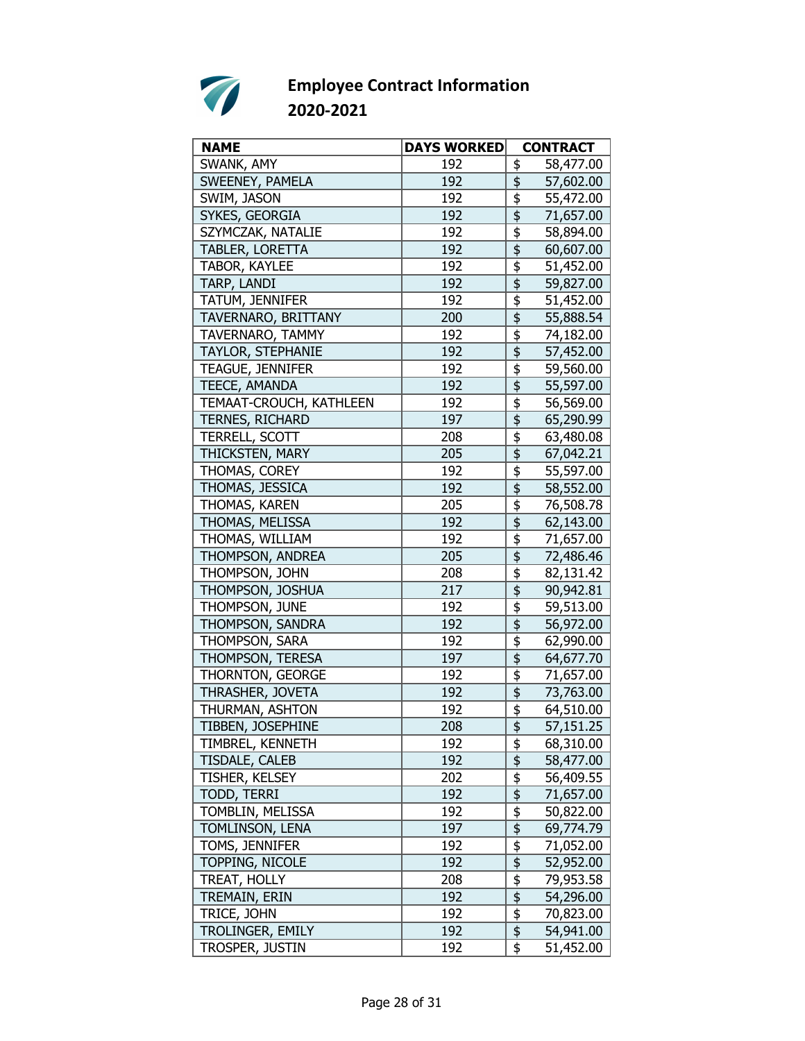# Employee Contract Information
## 2020-2021

| NAME | DAYS WORKED | CONTRACT |
|---|---|---|
| SWANK, AMY | 192 | $ 58,477.00 |
| SWEENEY, PAMELA | 192 | $ 57,602.00 |
| SWIM, JASON | 192 | $ 55,472.00 |
| SYKES, GEORGIA | 192 | $ 71,657.00 |
| SZYMCZAK, NATALIE | 192 | $ 58,894.00 |
| TABLER, LORETTA | 192 | $ 60,607.00 |
| TABOR, KAYLEE | 192 | $ 51,452.00 |
| TARP, LANDI | 192 | $ 59,827.00 |
| TATUM, JENNIFER | 192 | $ 51,452.00 |
| TAVERNARO, BRITTANY | 200 | $ 55,888.54 |
| TAVERNARO, TAMMY | 192 | $ 74,182.00 |
| TAYLOR, STEPHANIE | 192 | $ 57,452.00 |
| TEAGUE, JENNIFER | 192 | $ 59,560.00 |
| TEECE, AMANDA | 192 | $ 55,597.00 |
| TEMAAT-CROUCH, KATHLEEN | 192 | $ 56,569.00 |
| TERNES, RICHARD | 197 | $ 65,290.99 |
| TERRELL, SCOTT | 208 | $ 63,480.08 |
| THICKSTEN, MARY | 205 | $ 67,042.21 |
| THOMAS, COREY | 192 | $ 55,597.00 |
| THOMAS, JESSICA | 192 | $ 58,552.00 |
| THOMAS, KAREN | 205 | $ 76,508.78 |
| THOMAS, MELISSA | 192 | $ 62,143.00 |
| THOMAS, WILLIAM | 192 | $ 71,657.00 |
| THOMPSON, ANDREA | 205 | $ 72,486.46 |
| THOMPSON, JOHN | 208 | $ 82,131.42 |
| THOMPSON, JOSHUA | 217 | $ 90,942.81 |
| THOMPSON, JUNE | 192 | $ 59,513.00 |
| THOMPSON, SANDRA | 192 | $ 56,972.00 |
| THOMPSON, SARA | 192 | $ 62,990.00 |
| THOMPSON, TERESA | 197 | $ 64,677.70 |
| THORNTON, GEORGE | 192 | $ 71,657.00 |
| THRASHER, JOVETA | 192 | $ 73,763.00 |
| THURMAN, ASHTON | 192 | $ 64,510.00 |
| TIBBEN, JOSEPHINE | 208 | $ 57,151.25 |
| TIMBREL, KENNETH | 192 | $ 68,310.00 |
| TISDALE, CALEB | 192 | $ 58,477.00 |
| TISHER, KELSEY | 202 | $ 56,409.55 |
| TODD, TERRI | 192 | $ 71,657.00 |
| TOMBLIN, MELISSA | 192 | $ 50,822.00 |
| TOMLINSON, LENA | 197 | $ 69,774.79 |
| TOMS, JENNIFER | 192 | $ 71,052.00 |
| TOPPING, NICOLE | 192 | $ 52,952.00 |
| TREAT, HOLLY | 208 | $ 79,953.58 |
| TREMAIN, ERIN | 192 | $ 54,296.00 |
| TRICE, JOHN | 192 | $ 70,823.00 |
| TROLINGER, EMILY | 192 | $ 54,941.00 |
| TROSPER, JUSTIN | 192 | $ 51,452.00 |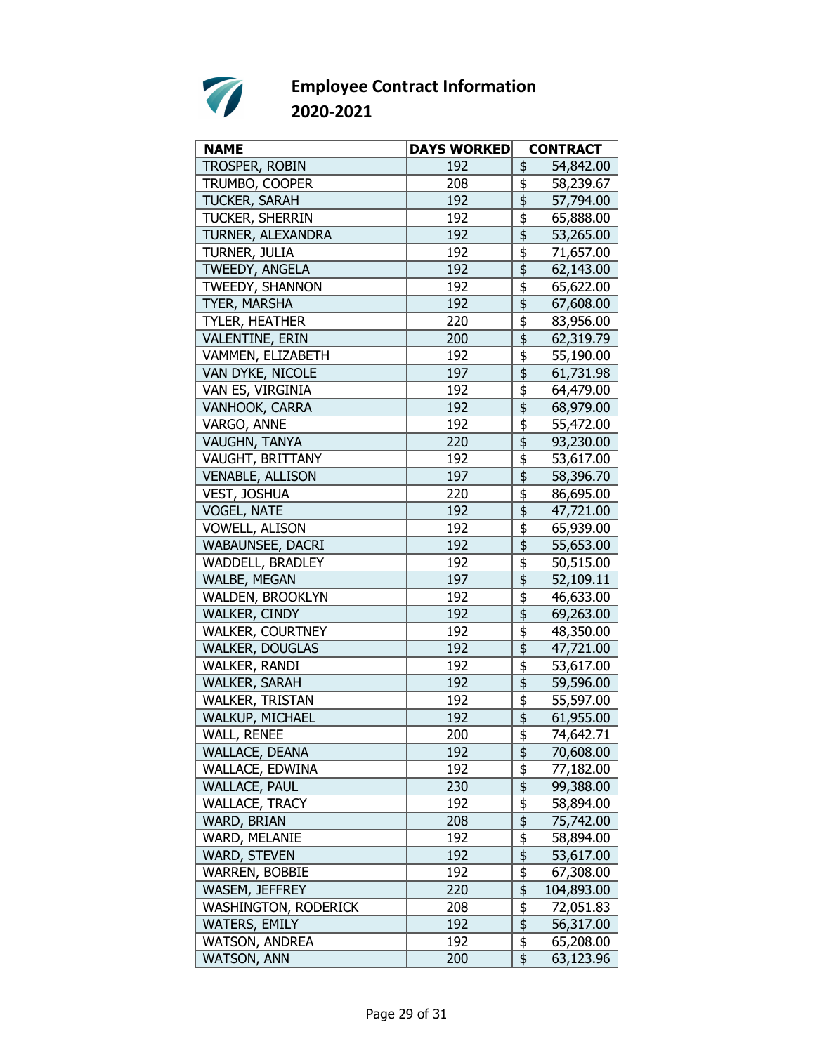# Employee Contract Information
## 2020-2021

| NAME | DAYS WORKED | CONTRACT |
|---|---|---|
| TROSPER, ROBIN | 192 | $ 54,842.00 |
| TRUMBO, COOPER | 208 | $ 58,239.67 |
| TUCKER, SARAH | 192 | $ 57,794.00 |
| TUCKER, SHERRIN | 192 | $ 65,888.00 |
| TURNER, ALEXANDRA | 192 | $ 53,265.00 |
| TURNER, JULIA | 192 | $ 71,657.00 |
| TWEEDY, ANGELA | 192 | $ 62,143.00 |
| TWEEDY, SHANNON | 192 | $ 65,622.00 |
| TYER, MARSHA | 192 | $ 67,608.00 |
| TYLER, HEATHER | 220 | $ 83,956.00 |
| VALENTINE, ERIN | 200 | $ 62,319.79 |
| VAMMEN, ELIZABETH | 192 | $ 55,190.00 |
| VAN DYKE, NICOLE | 197 | $ 61,731.98 |
| VAN ES, VIRGINIA | 192 | $ 64,479.00 |
| VANHOOK, CARRA | 192 | $ 68,979.00 |
| VARGO, ANNE | 192 | $ 55,472.00 |
| VAUGHN, TANYA | 220 | $ 93,230.00 |
| VAUGHT, BRITTANY | 192 | $ 53,617.00 |
| VENABLE, ALLISON | 197 | $ 58,396.70 |
| VEST, JOSHUA | 220 | $ 86,695.00 |
| VOGEL, NATE | 192 | $ 47,721.00 |
| VOWELL, ALISON | 192 | $ 65,939.00 |
| WABAUNSEE, DACRI | 192 | $ 55,653.00 |
| WADDELL, BRADLEY | 192 | $ 50,515.00 |
| WALBE, MEGAN | 197 | $ 52,109.11 |
| WALDEN, BROOKLYN | 192 | $ 46,633.00 |
| WALKER, CINDY | 192 | $ 69,263.00 |
| WALKER, COURTNEY | 192 | $ 48,350.00 |
| WALKER, DOUGLAS | 192 | $ 47,721.00 |
| WALKER, RANDI | 192 | $ 53,617.00 |
| WALKER, SARAH | 192 | $ 59,596.00 |
| WALKER, TRISTAN | 192 | $ 55,597.00 |
| WALKUP, MICHAEL | 192 | $ 61,955.00 |
| WALL, RENEE | 200 | $ 74,642.71 |
| WALLACE, DEANA | 192 | $ 70,608.00 |
| WALLACE, EDWINA | 192 | $ 77,182.00 |
| WALLACE, PAUL | 230 | $ 99,388.00 |
| WALLACE, TRACY | 192 | $ 58,894.00 |
| WARD, BRIAN | 208 | $ 75,742.00 |
| WARD, MELANIE | 192 | $ 58,894.00 |
| WARD, STEVEN | 192 | $ 53,617.00 |
| WARREN, BOBBIE | 192 | $ 67,308.00 |
| WASEM, JEFFREY | 220 | $ 104,893.00 |
| WASHINGTON, RODERICK | 208 | $ 72,051.83 |
| WATERS, EMILY | 192 | $ 56,317.00 |
| WATSON, ANDREA | 192 | $ 65,208.00 |
| WATSON, ANN | 200 | $ 63,123.96 |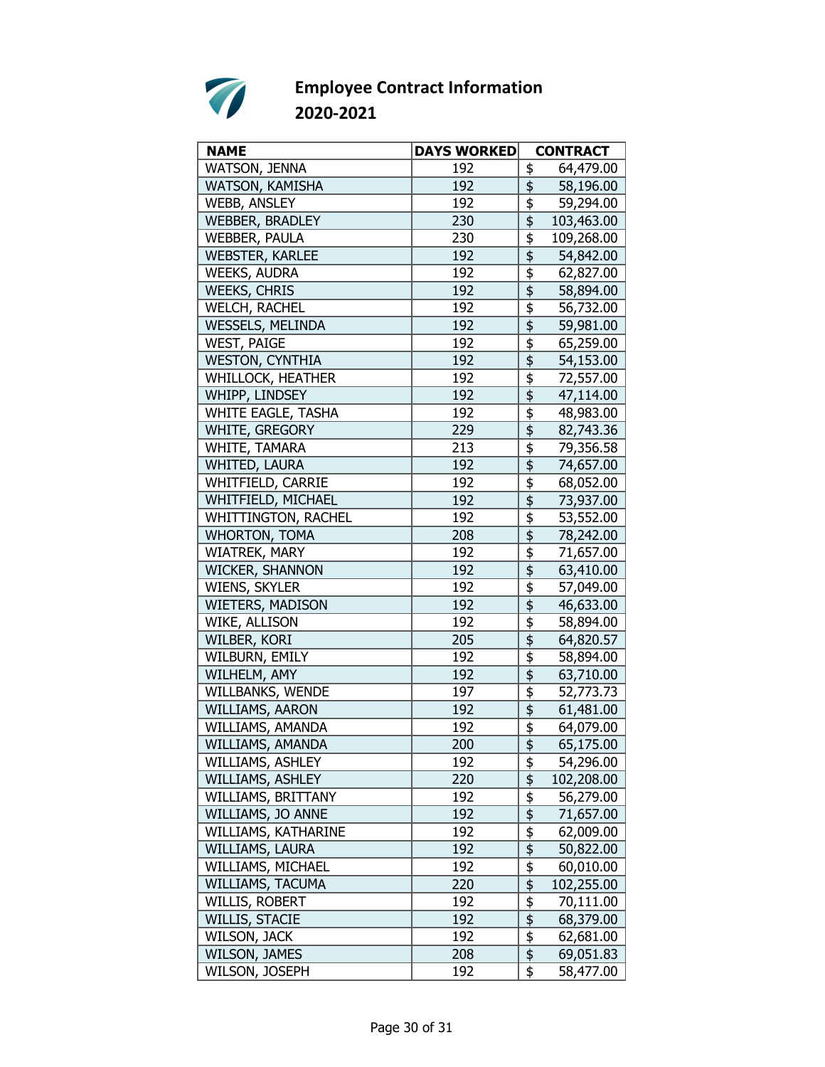# Employee Contract Information
## 2020-2021

| NAME | DAYS WORKED | CONTRACT |
|---|---|---|
| WATSON, JENNA | 192 | $ 64,479.00 |
| WATSON, KAMISHA | 192 | $ 58,196.00 |
| WEBB, ANSLEY | 192 | $ 59,294.00 |
| WEBBER, BRADLEY | 230 | $ 103,463.00 |
| WEBBER, PAULA | 230 | $ 109,268.00 |
| WEBSTER, KARLEE | 192 | $ 54,842.00 |
| WEEKS, AUDRA | 192 | $ 62,827.00 |
| WEEKS, CHRIS | 192 | $ 58,894.00 |
| WELCH, RACHEL | 192 | $ 56,732.00 |
| WESSELS, MELINDA | 192 | $ 59,981.00 |
| WEST, PAIGE | 192 | $ 65,259.00 |
| WESTON, CYNTHIA | 192 | $ 54,153.00 |
| WHILLOCK, HEATHER | 192 | $ 72,557.00 |
| WHIPP, LINDSEY | 192 | $ 47,114.00 |
| WHITE EAGLE, TASHA | 192 | $ 48,983.00 |
| WHITE, GREGORY | 229 | $ 82,743.36 |
| WHITE, TAMARA | 213 | $ 79,356.58 |
| WHITED, LAURA | 192 | $ 74,657.00 |
| WHITFIELD, CARRIE | 192 | $ 68,052.00 |
| WHITFIELD, MICHAEL | 192 | $ 73,937.00 |
| WHITTINGTON, RACHEL | 192 | $ 53,552.00 |
| WHORTON, TOMA | 208 | $ 78,242.00 |
| WIATREK, MARY | 192 | $ 71,657.00 |
| WICKER, SHANNON | 192 | $ 63,410.00 |
| WIENS, SKYLER | 192 | $ 57,049.00 |
| WIETERS, MADISON | 192 | $ 46,633.00 |
| WIKE, ALLISON | 192 | $ 58,894.00 |
| WILBER, KORI | 205 | $ 64,820.57 |
| WILBURN, EMILY | 192 | $ 58,894.00 |
| WILHELM, AMY | 192 | $ 63,710.00 |
| WILLBANKS, WENDE | 197 | $ 52,773.73 |
| WILLIAMS, AARON | 192 | $ 61,481.00 |
| WILLIAMS, AMANDA | 192 | $ 64,079.00 |
| WILLIAMS, AMANDA | 200 | $ 65,175.00 |
| WILLIAMS, ASHLEY | 192 | $ 54,296.00 |
| WILLIAMS, ASHLEY | 220 | $ 102,208.00 |
| WILLIAMS, BRITTANY | 192 | $ 56,279.00 |
| WILLIAMS, JO ANNE | 192 | $ 71,657.00 |
| WILLIAMS, KATHARINE | 192 | $ 62,009.00 |
| WILLIAMS, LAURA | 192 | $ 50,822.00 |
| WILLIAMS, MICHAEL | 192 | $ 60,010.00 |
| WILLIAMS, TACUMA | 220 | $ 102,255.00 |
| WILLIS, ROBERT | 192 | $ 70,111.00 |
| WILLIS, STACIE | 192 | $ 68,379.00 |
| WILSON, JACK | 192 | $ 62,681.00 |
| WILSON, JAMES | 208 | $ 69,051.83 |
| WILSON, JOSEPH | 192 | $ 58,477.00 |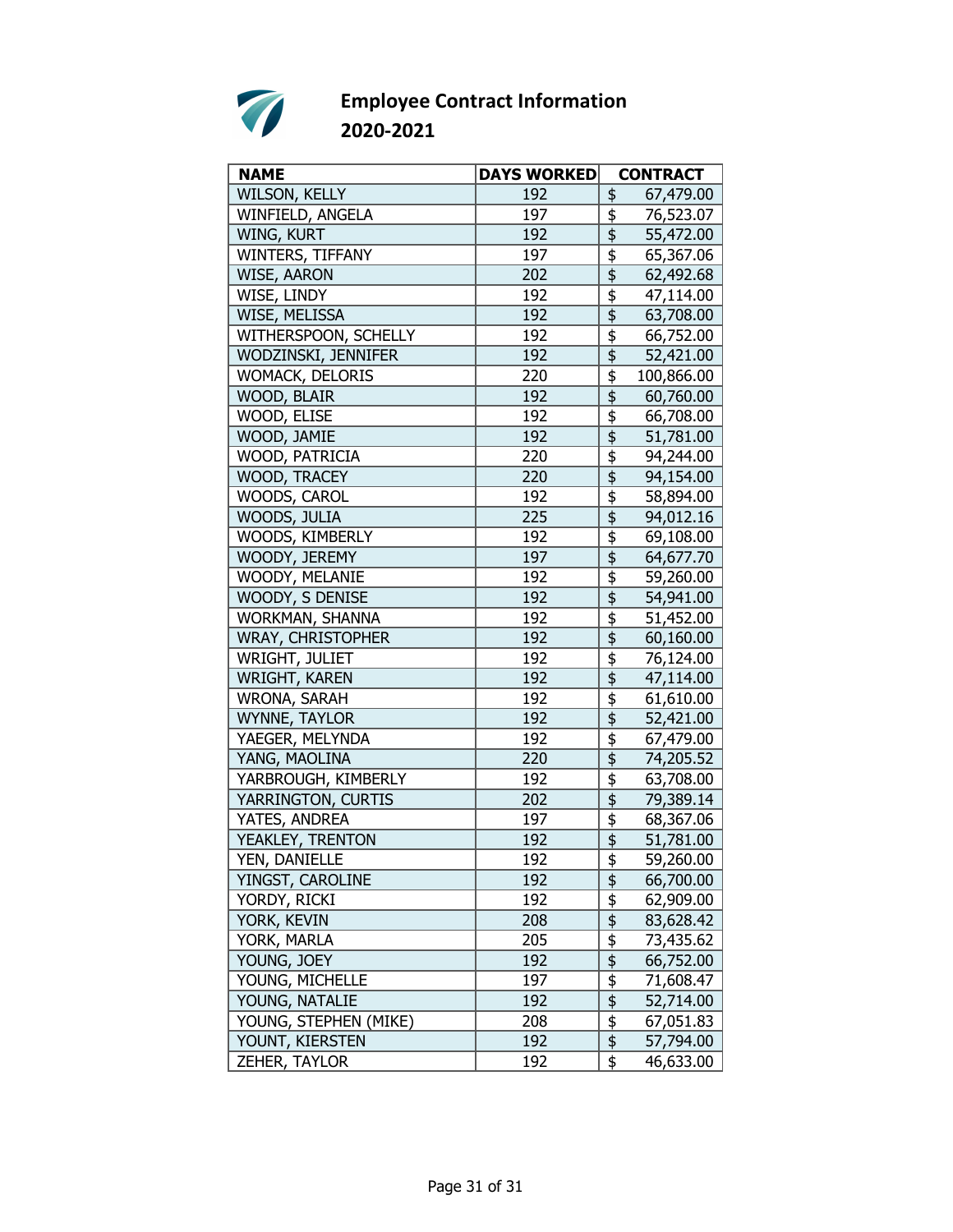# Employee Contract Information
## 2020-2021

| NAME | DAYS WORKED | CONTRACT |
|---|---|---|
| WILSON, KELLY | 192 | $ 67,479.00 |
| WINFIELD, ANGELA | 197 | $ 76,523.07 |
| WING, KURT | 192 | $ 55,472.00 |
| WINTERS, TIFFANY | 197 | $ 65,367.06 |
| WISE, AARON | 202 | $ 62,492.68 |
| WISE, LINDY | 192 | $ 47,114.00 |
| WISE, MELISSA | 192 | $ 63,708.00 |
| WITHERSPOON, SCHELLY | 192 | $ 66,752.00 |
| WODZINSKI, JENNIFER | 192 | $ 52,421.00 |
| WOMACK, DELORIS | 220 | $ 100,866.00 |
| WOOD, BLAIR | 192 | $ 60,760.00 |
| WOOD, ELISE | 192 | $ 66,708.00 |
| WOOD, JAMIE | 192 | $ 51,781.00 |
| WOOD, PATRICIA | 220 | $ 94,244.00 |
| WOOD, TRACEY | 220 | $ 94,154.00 |
| WOODS, CAROL | 192 | $ 58,894.00 |
| WOODS, JULIA | 225 | $ 94,012.16 |
| WOODS, KIMBERLY | 192 | $ 69,108.00 |
| WOODY, JEREMY | 197 | $ 64,677.70 |
| WOODY, MELANIE | 192 | $ 59,260.00 |
| WOODY, S DENISE | 192 | $ 54,941.00 |
| WORKMAN, SHANNA | 192 | $ 51,452.00 |
| WRAY, CHRISTOPHER | 192 | $ 60,160.00 |
| WRIGHT, JULIET | 192 | $ 76,124.00 |
| WRIGHT, KAREN | 192 | $ 47,114.00 |
| WRONA, SARAH | 192 | $ 61,610.00 |
| WYNNE, TAYLOR | 192 | $ 52,421.00 |
| YAEGER, MELYNDA | 192 | $ 67,479.00 |
| YANG, MAOLINA | 220 | $ 74,205.52 |
| YARBROUGH, KIMBERLY | 192 | $ 63,708.00 |
| YARRINGTON, CURTIS | 202 | $ 79,389.14 |
| YATES, ANDREA | 197 | $ 68,367.06 |
| YEAKLEY, TRENTON | 192 | $ 51,781.00 |
| YEN, DANIELLE | 192 | $ 59,260.00 |
| YINGST, CAROLINE | 192 | $ 66,700.00 |
| YORDY, RICKI | 192 | $ 62,909.00 |
| YORK, KEVIN | 208 | $ 83,628.42 |
| YORK, MARLA | 205 | $ 73,435.62 |
| YOUNG, JOEY | 192 | $ 66,752.00 |
| YOUNG, MICHELLE | 197 | $ 71,608.47 |
| YOUNG, NATALIE | 192 | $ 52,714.00 |
| YOUNG, STEPHEN (MIKE) | 208 | $ 67,051.83 |
| YOUNT, KIERSTEN | 192 | $ 57,794.00 |
| ZEHER, TAYLOR | 192 | $ 46,633.00 |